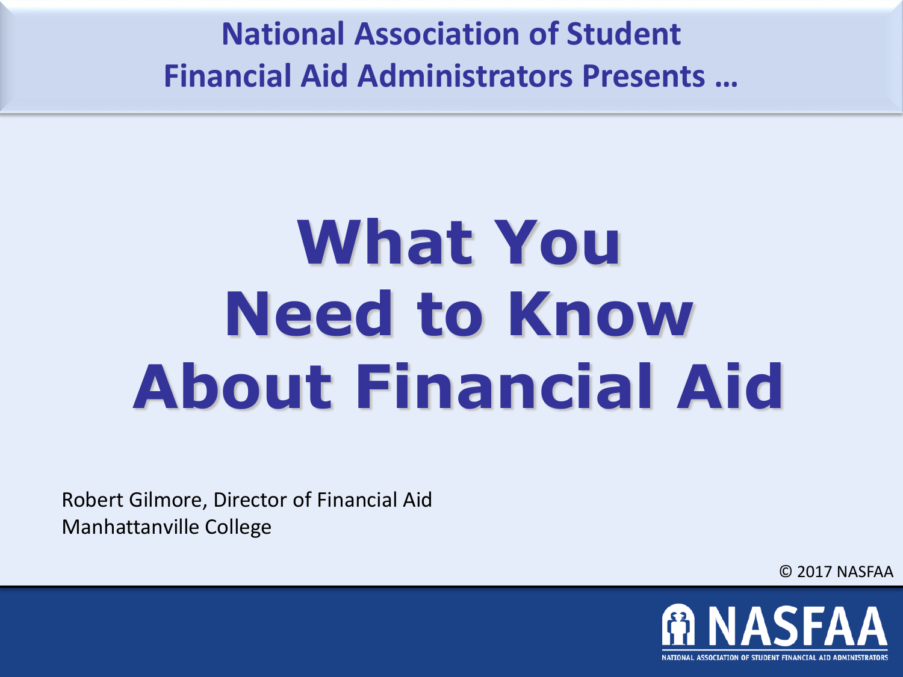National Association of Student Financial Aid Administrators Presents …

# What You Need to Know About Financial Aid

Robert Gilmore, Director of Financial Aid
Manhattanville College

© 2017 NASFAA

NASFAA
NATIONAL ASSOCIATION OF STUDENT FINANCIAL AID ADMINISTRATORS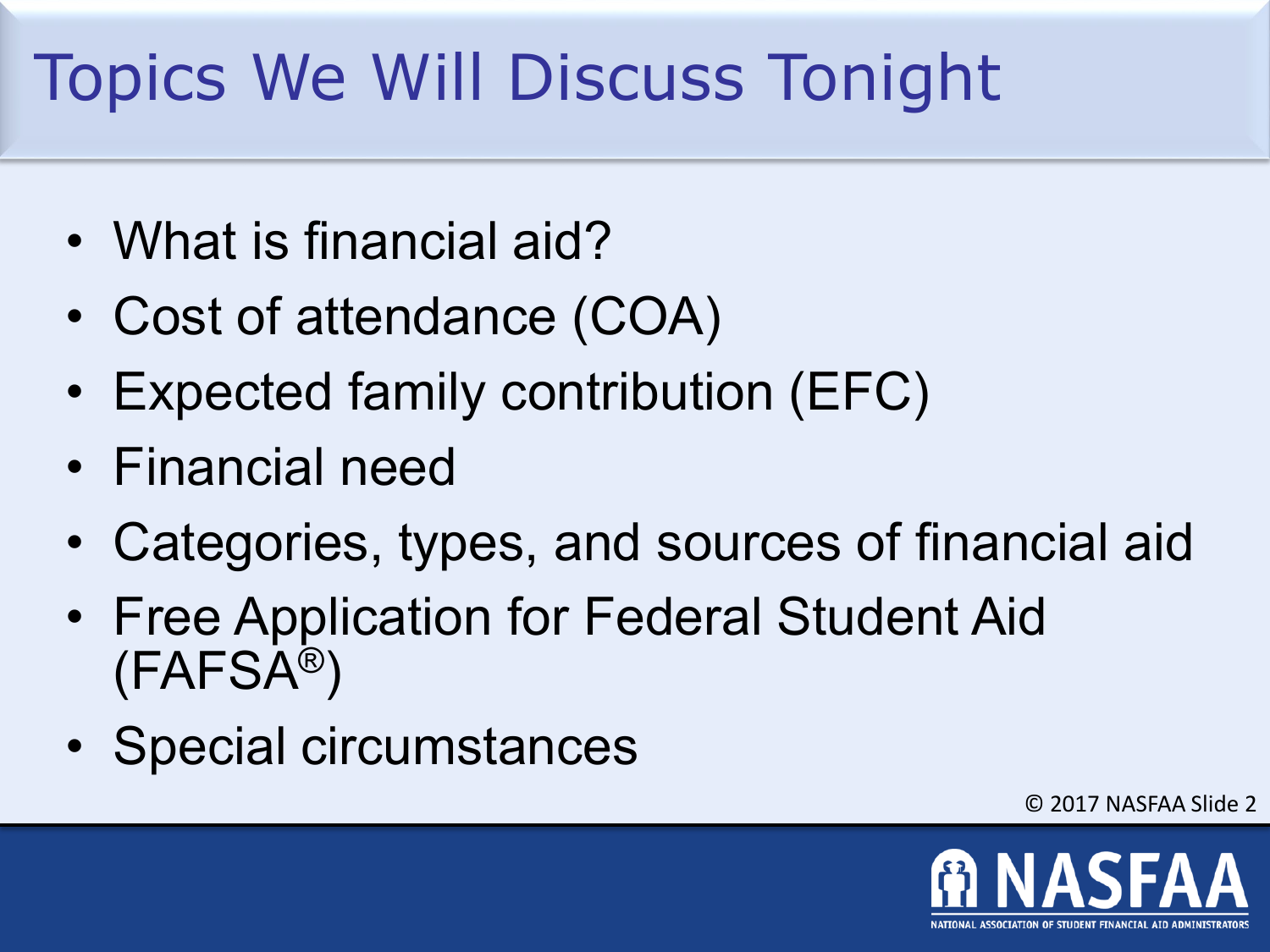# Topics We Will Discuss Tonight

- What is financial aid?
- Cost of attendance (COA)
- Expected family contribution (EFC)
- Financial need
- Categories, types, and sources of financial aid
- Free Application for Federal Student Aid (FAFSA®)
- Special circumstances

© 2017 NASFAA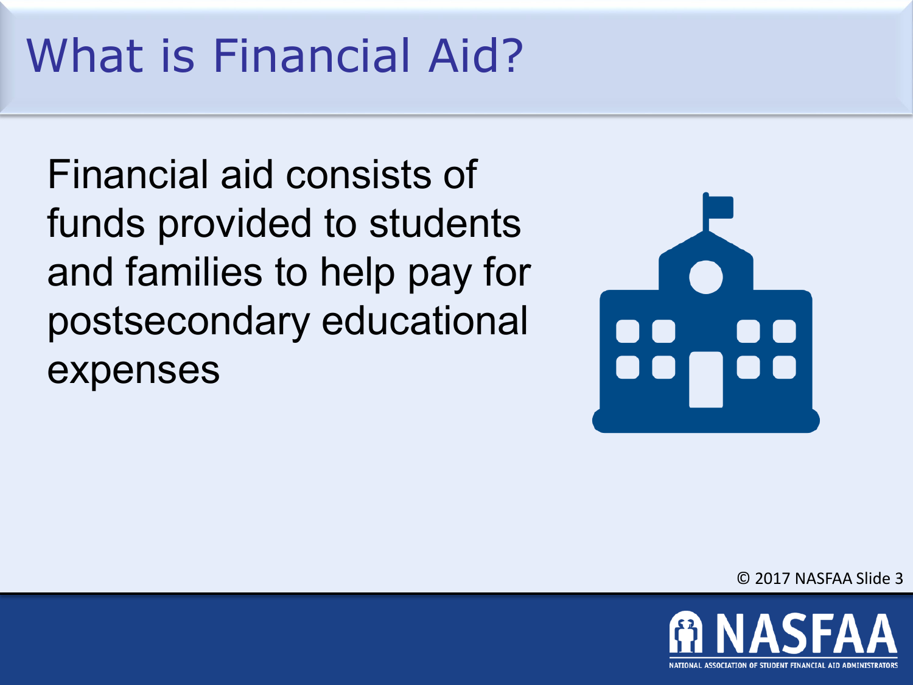# What is Financial Aid?

Financial aid consists of funds provided to students and families to help pay for postsecondary educational expenses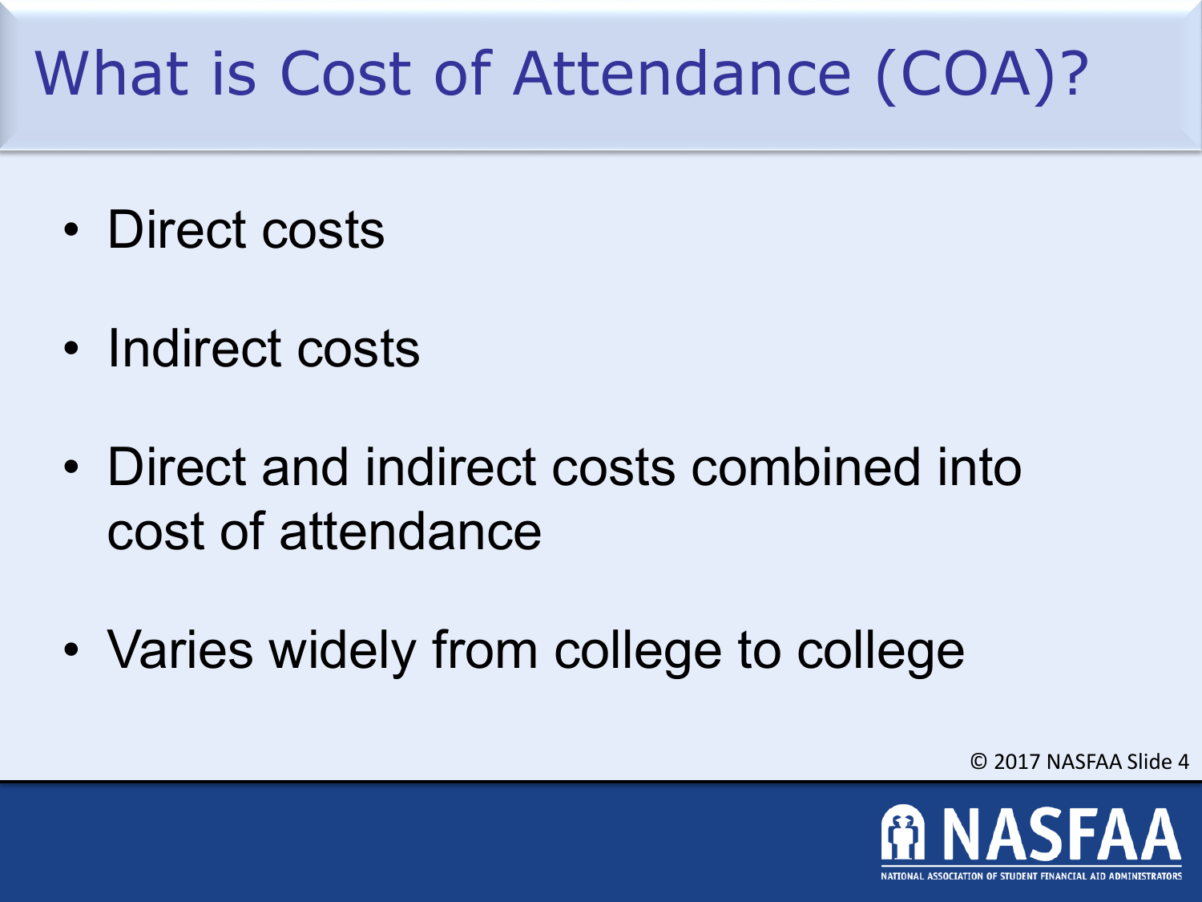# What is Cost of Attendance (COA)?

- Direct costs
- Indirect costs
- Direct and indirect costs combined into cost of attendance
- Varies widely from college to college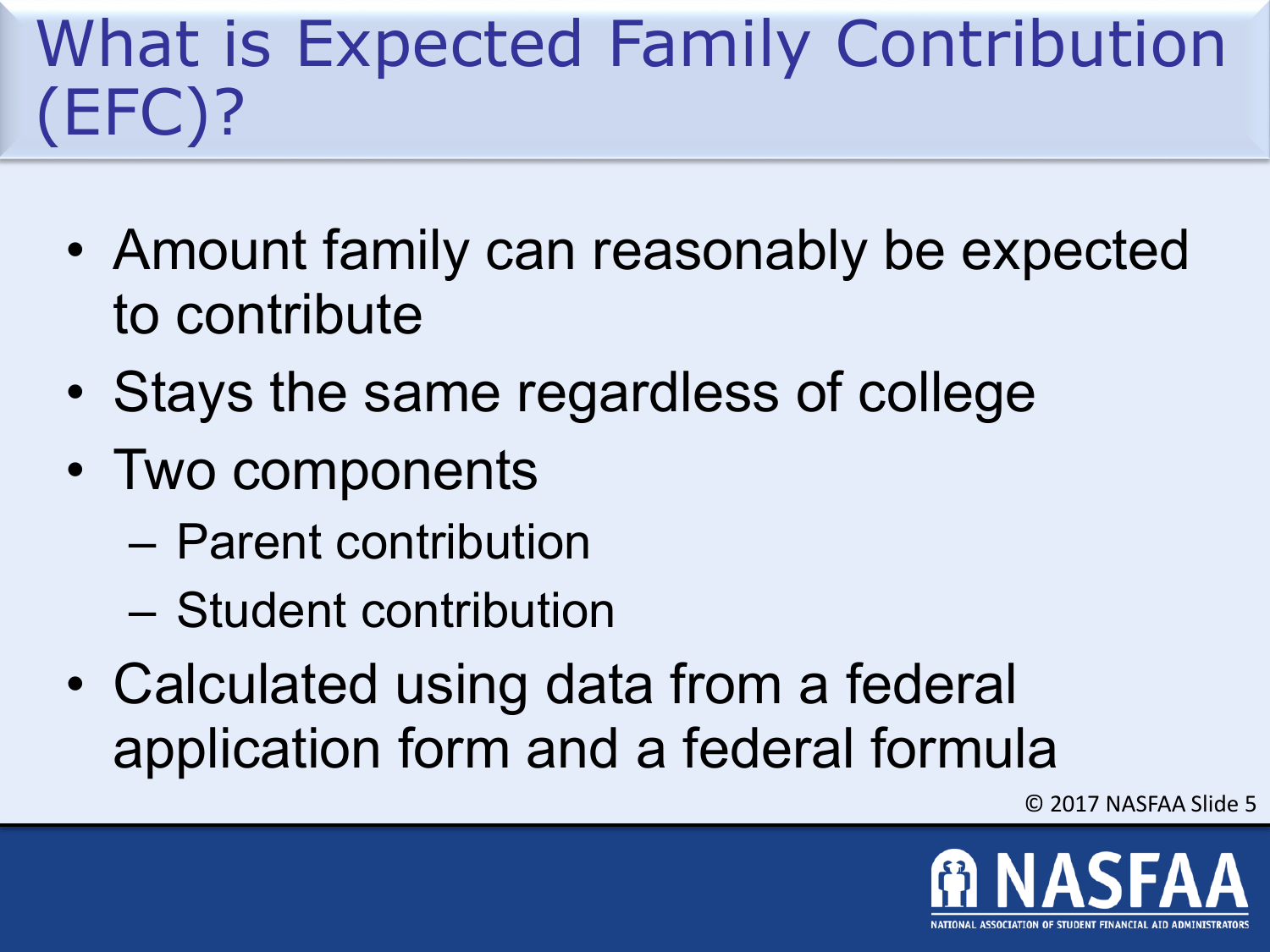# What is Expected Family Contribution (EFC)?

- Amount family can reasonably be expected to contribute
- Stays the same regardless of college
- Two components
  - Parent contribution
  - Student contribution
- Calculated using data from a federal application form and a federal formula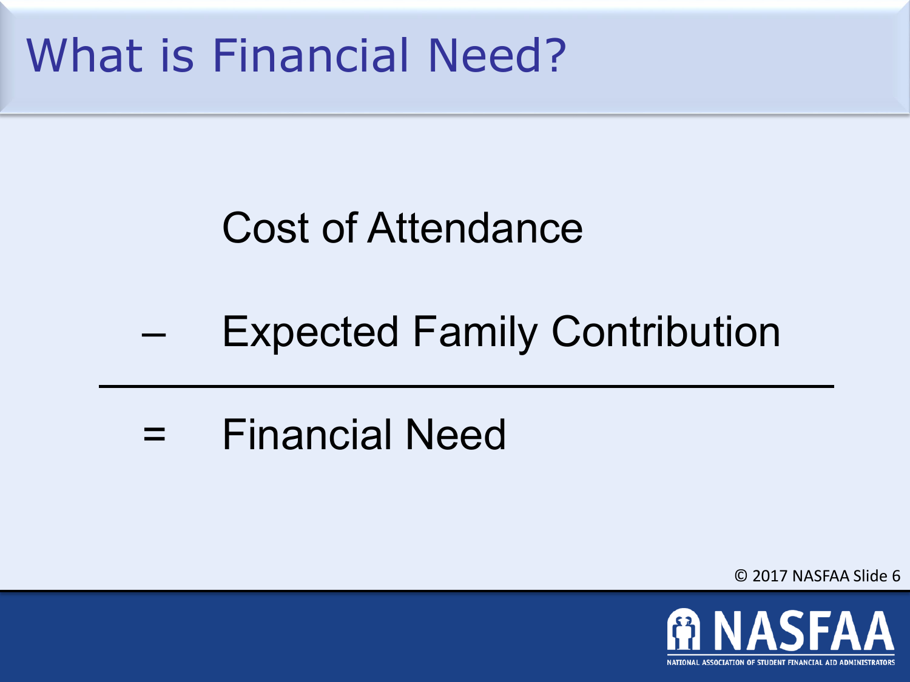# What is Financial Need?

Cost of Attendance

– Expected Family Contribution

---

= Financial Need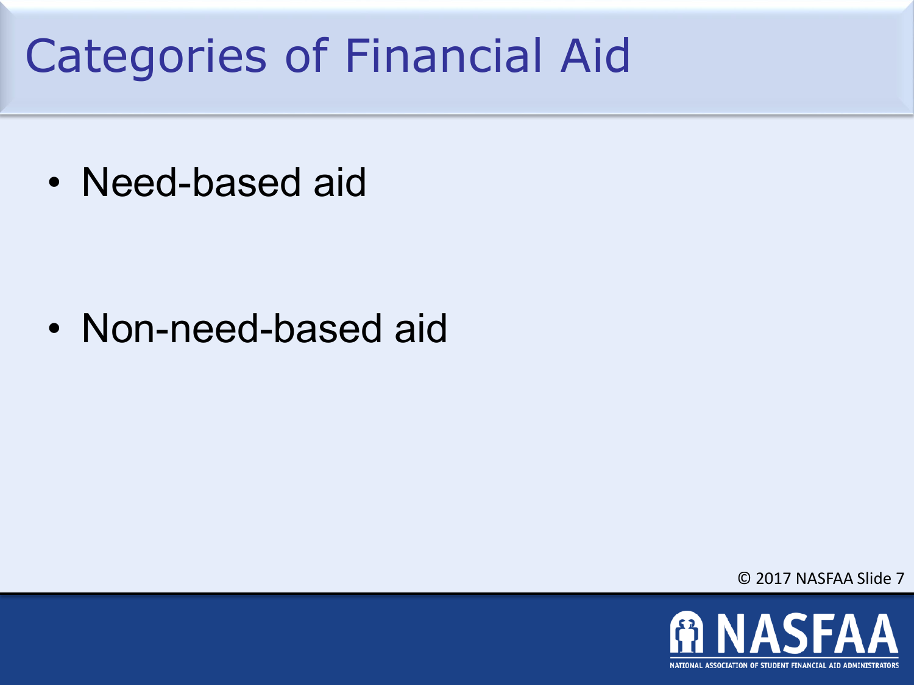# Categories of Financial Aid

- Need-based aid
- Non-need-based aid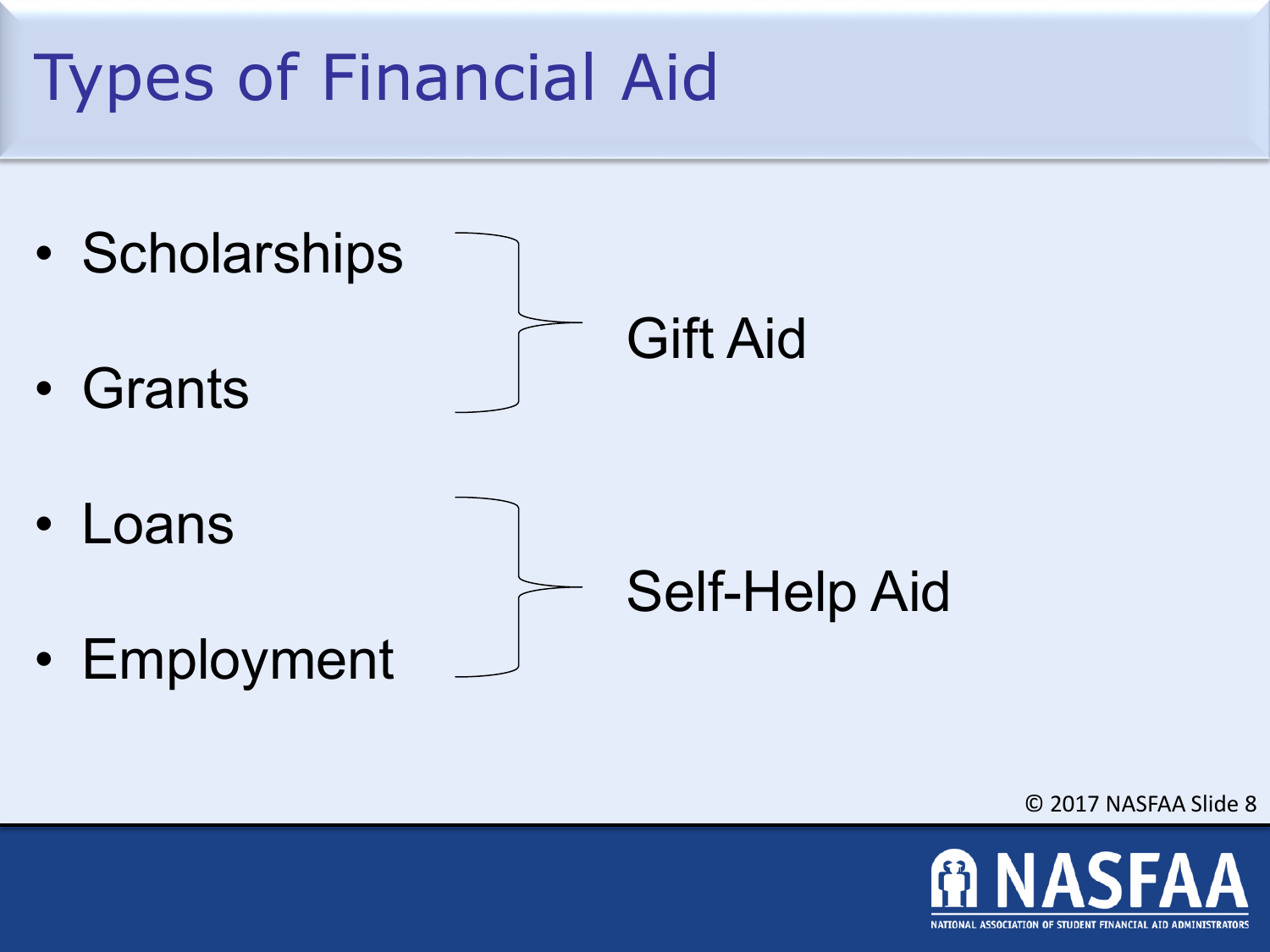# Types of Financial Aid

- Scholarships
- Grants

Gift Aid

- Loans
- Employment

Self-Help Aid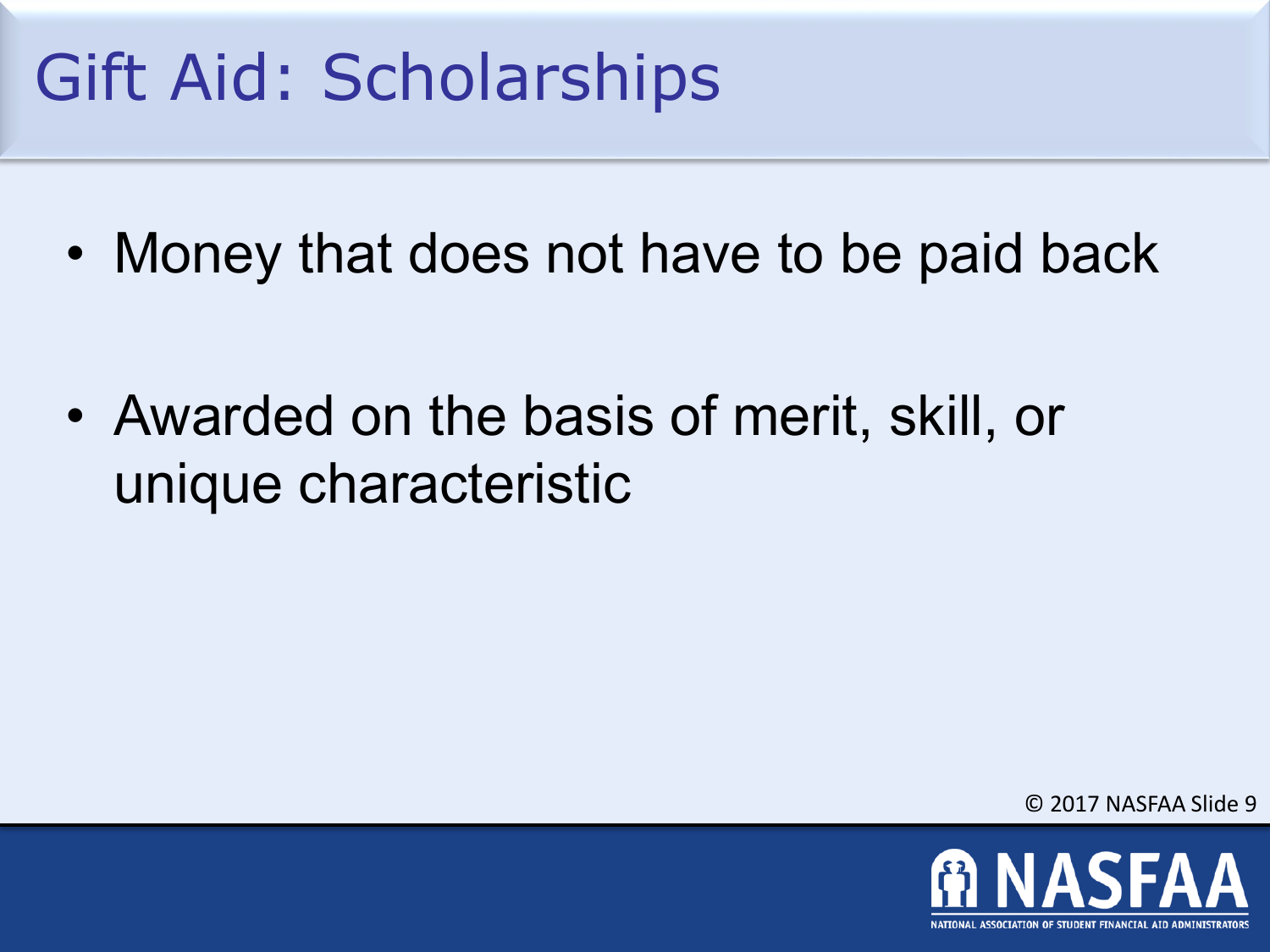# Gift Aid: Scholarships

- Money that does not have to be paid back
- Awarded on the basis of merit, skill, or unique characteristic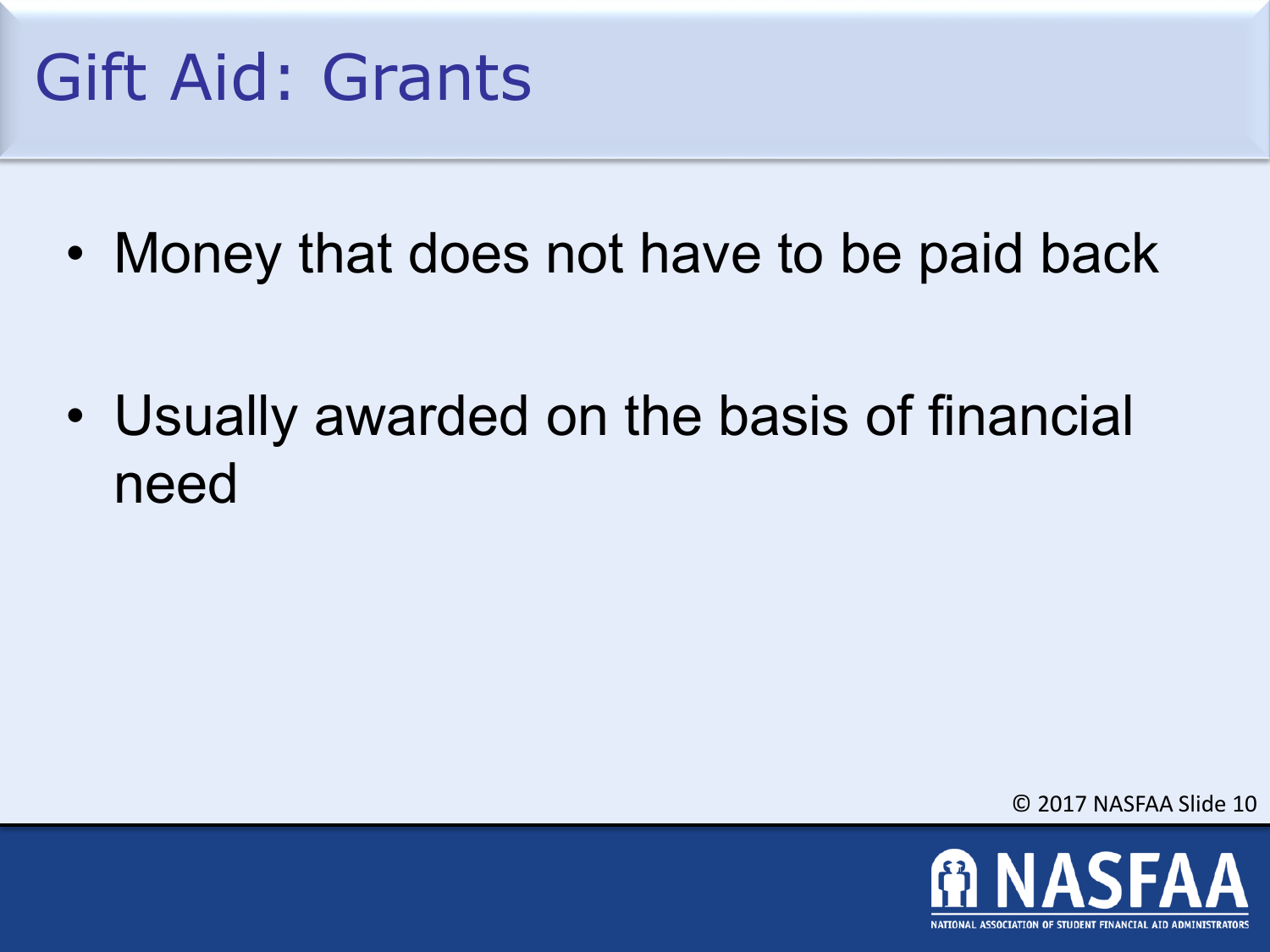# Gift Aid: Grants

- Money that does not have to be paid back
- Usually awarded on the basis of financial need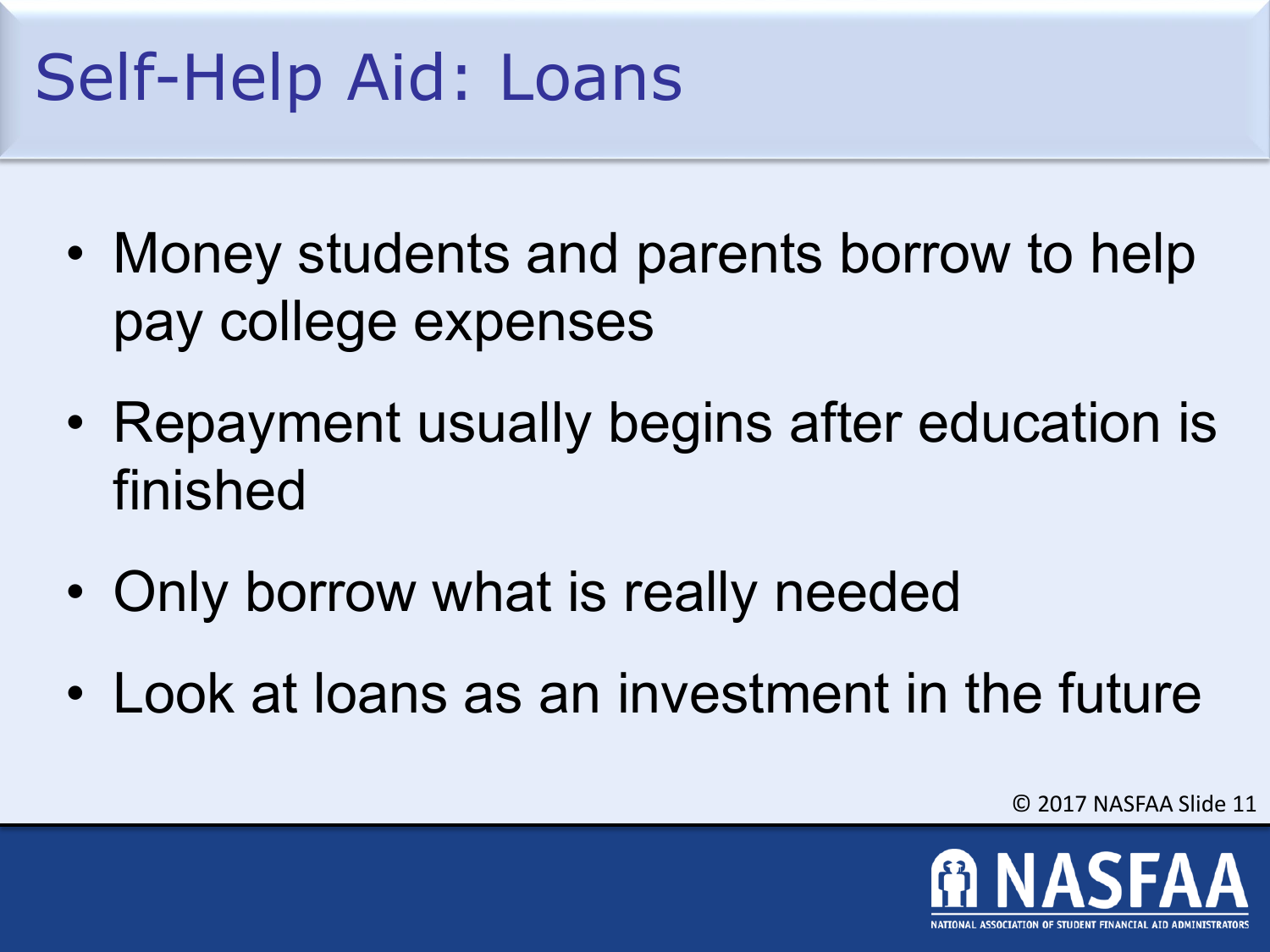# Self-Help Aid: Loans

- Money students and parents borrow to help pay college expenses
- Repayment usually begins after education is finished
- Only borrow what is really needed
- Look at loans as an investment in the future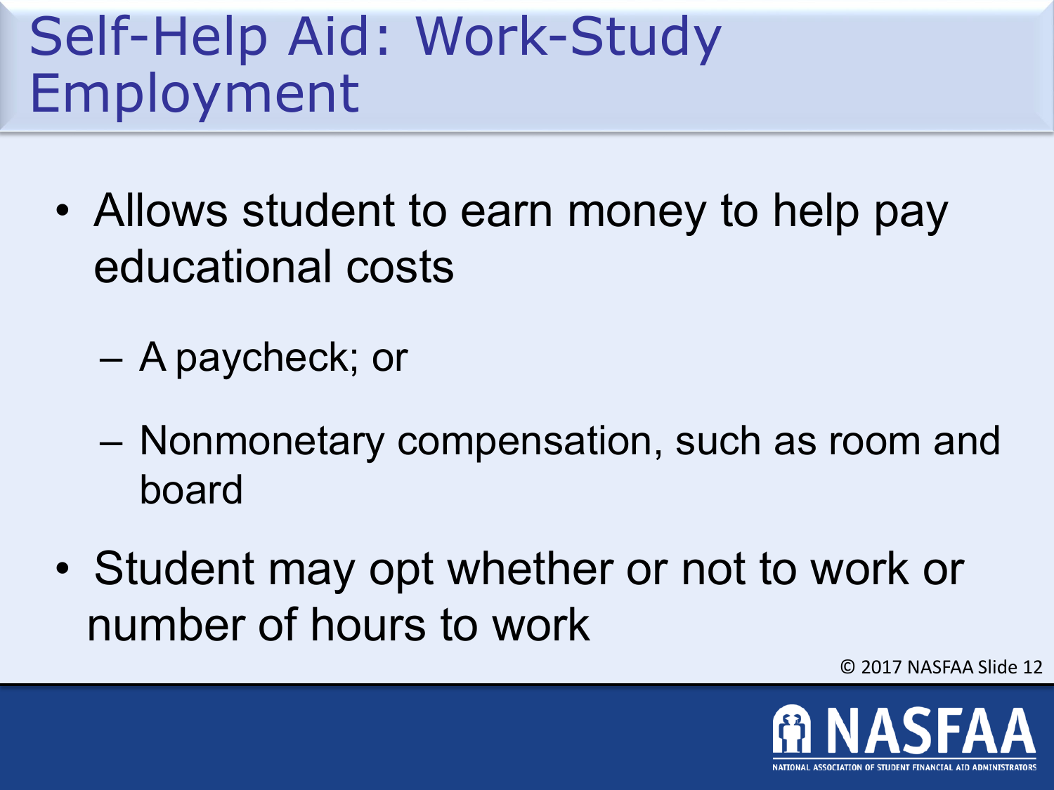# Self-Help Aid: Work-Study Employment

- Allows student to earn money to help pay educational costs
  - A paycheck; or
  - Nonmonetary compensation, such as room and board
- Student may opt whether or not to work or number of hours to work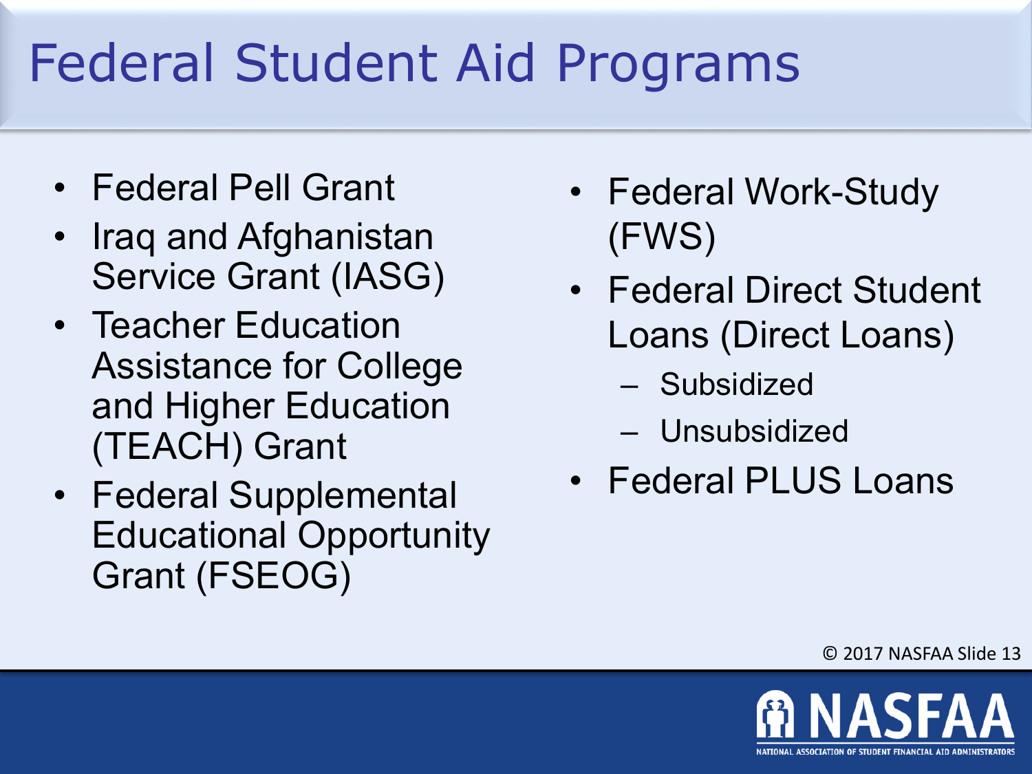# Federal Student Aid Programs

- Federal Pell Grant
- Iraq and Afghanistan Service Grant (IASG)
- Teacher Education Assistance for College and Higher Education (TEACH) Grant
- Federal Supplemental Educational Opportunity Grant (FSEOG)
- Federal Work-Study (FWS)
- Federal Direct Student Loans (Direct Loans)
  - Subsidized
  - Unsubsidized
- Federal PLUS Loans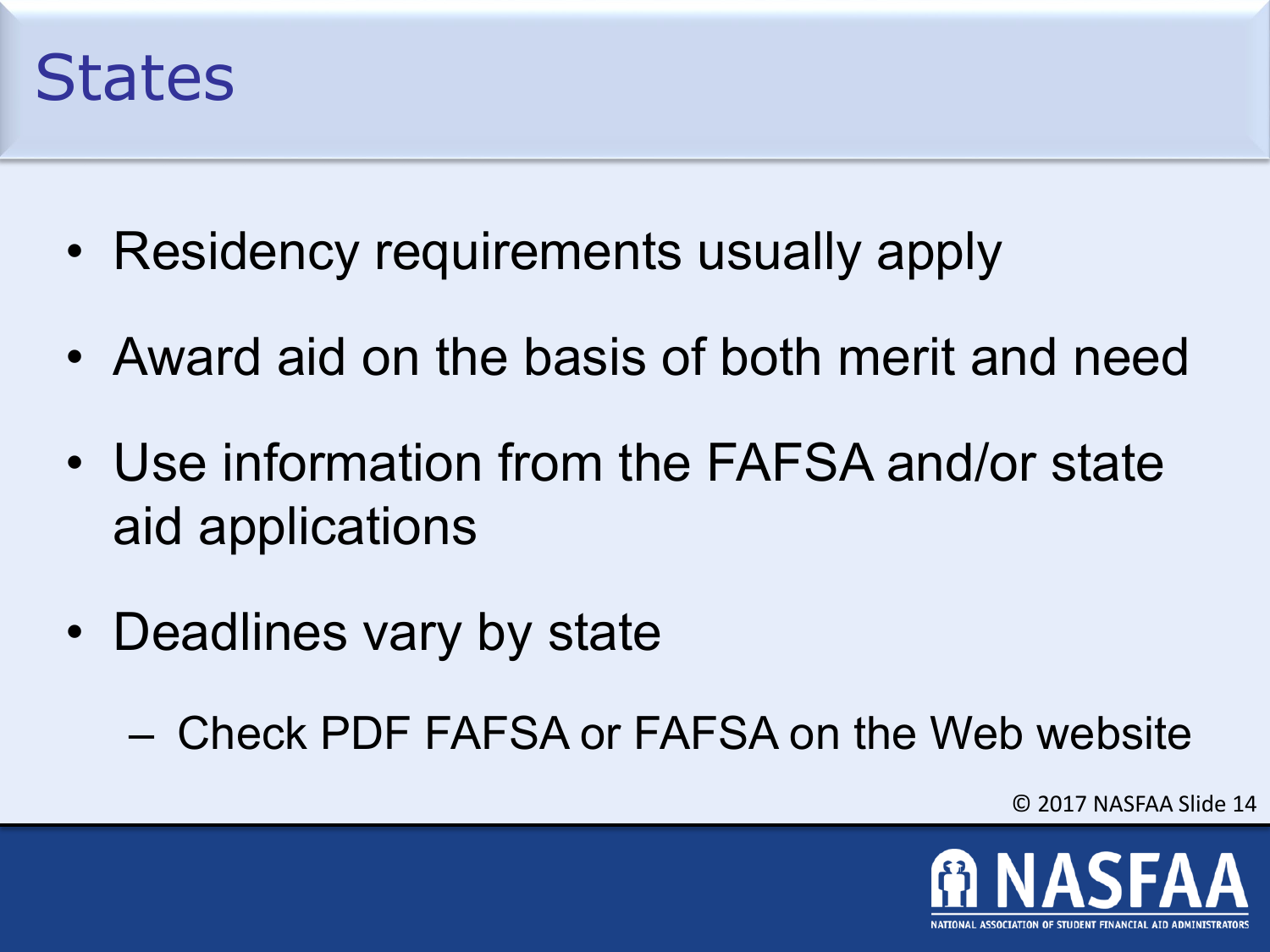# States

- Residency requirements usually apply
- Award aid on the basis of both merit and need
- Use information from the FAFSA and/or state aid applications
- Deadlines vary by state
  - Check PDF FAFSA or FAFSA on the Web website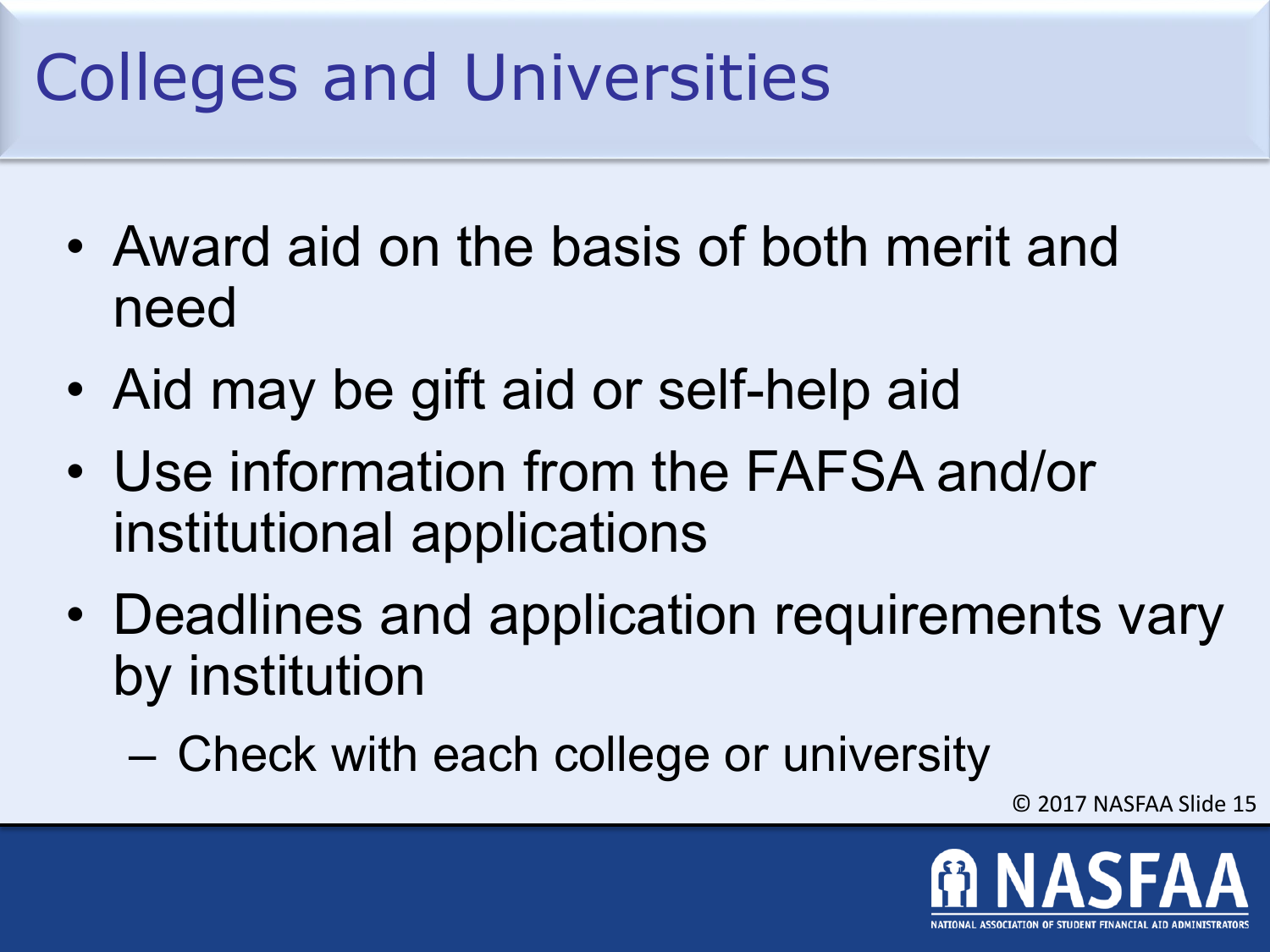# Colleges and Universities

- Award aid on the basis of both merit and need
- Aid may be gift aid or self-help aid
- Use information from the FAFSA and/or institutional applications
- Deadlines and application requirements vary by institution
  - Check with each college or university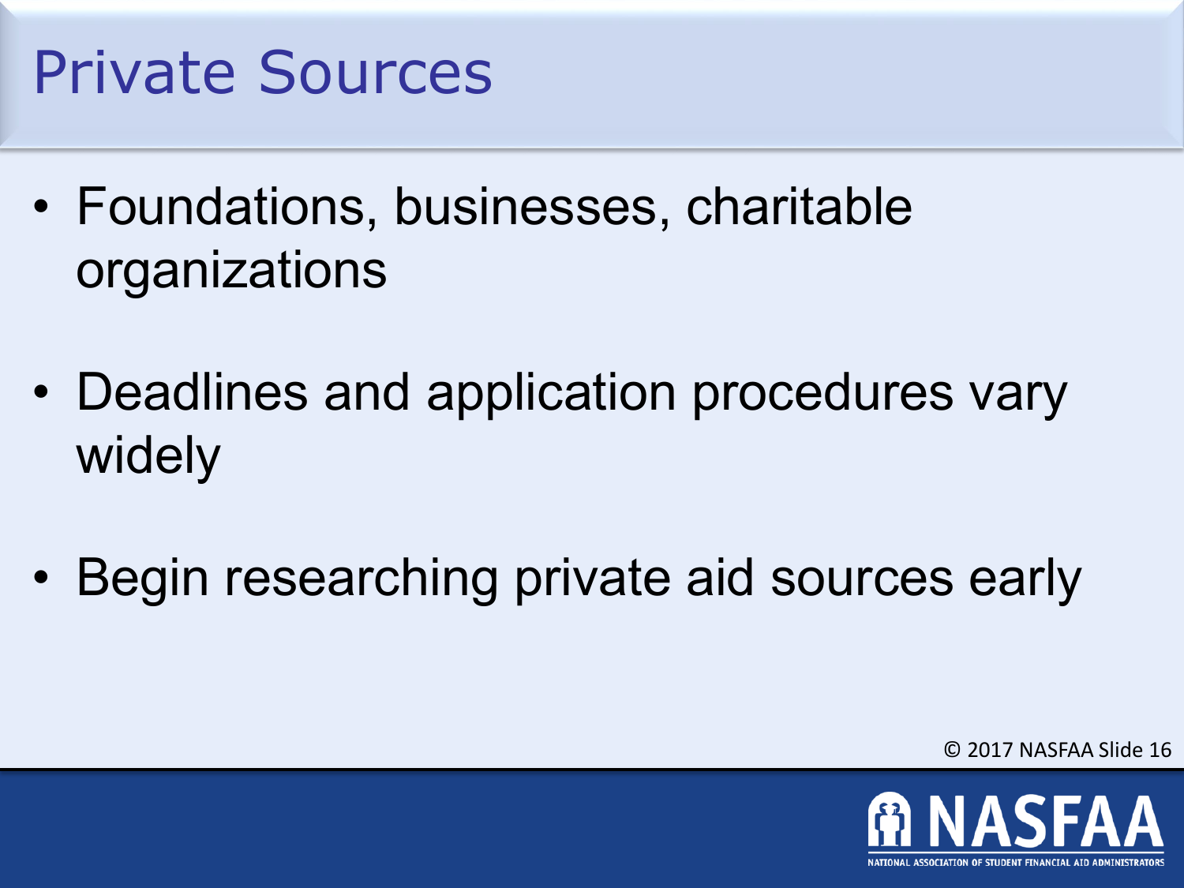# Private Sources

- Foundations, businesses, charitable organizations
- Deadlines and application procedures vary widely
- Begin researching private aid sources early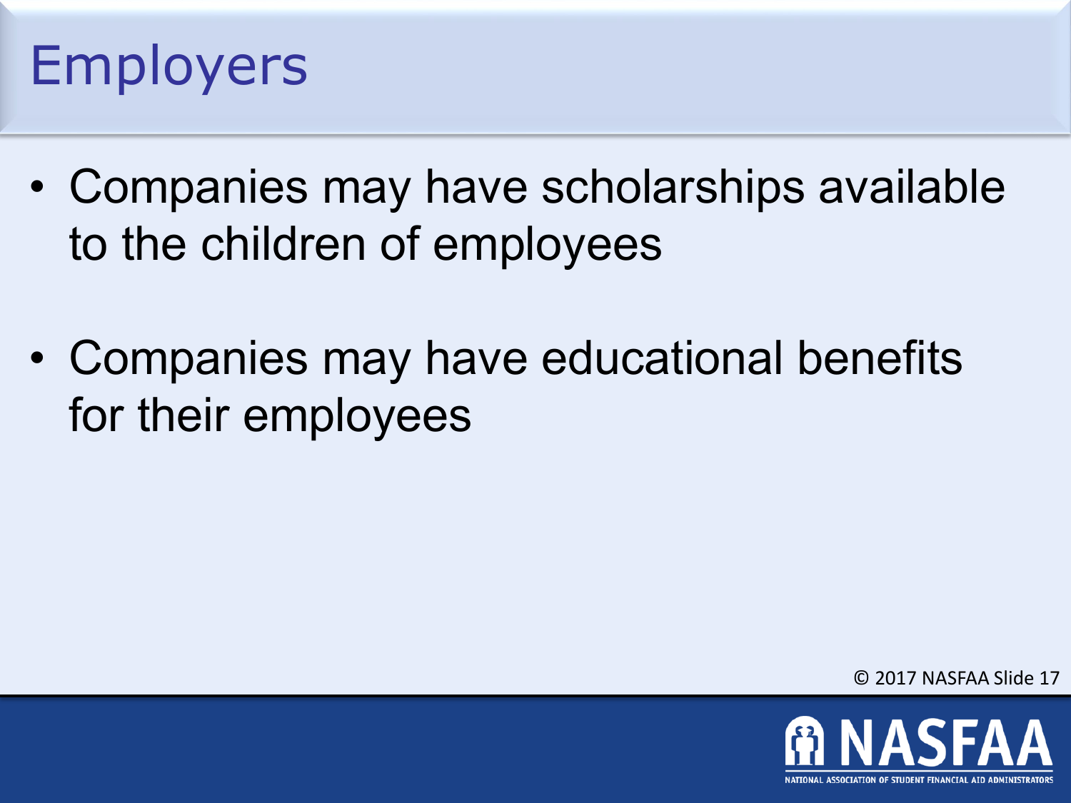# Employers

- Companies may have scholarships available to the children of employees
- Companies may have educational benefits for their employees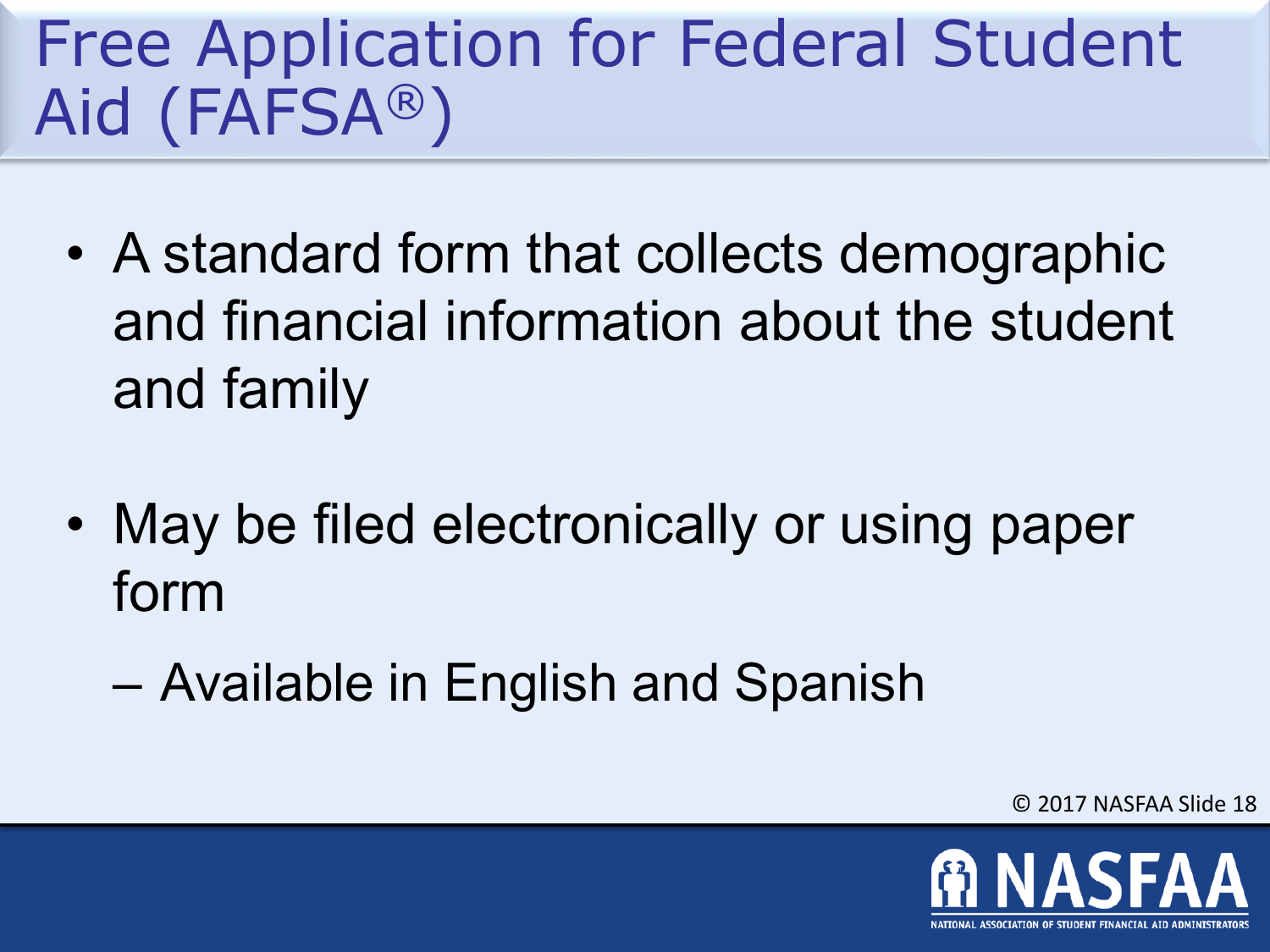# Free Application for Federal Student Aid (FAFSA®)

- A standard form that collects demographic and financial information about the student and family
- May be filed electronically or using paper form
  - Available in English and Spanish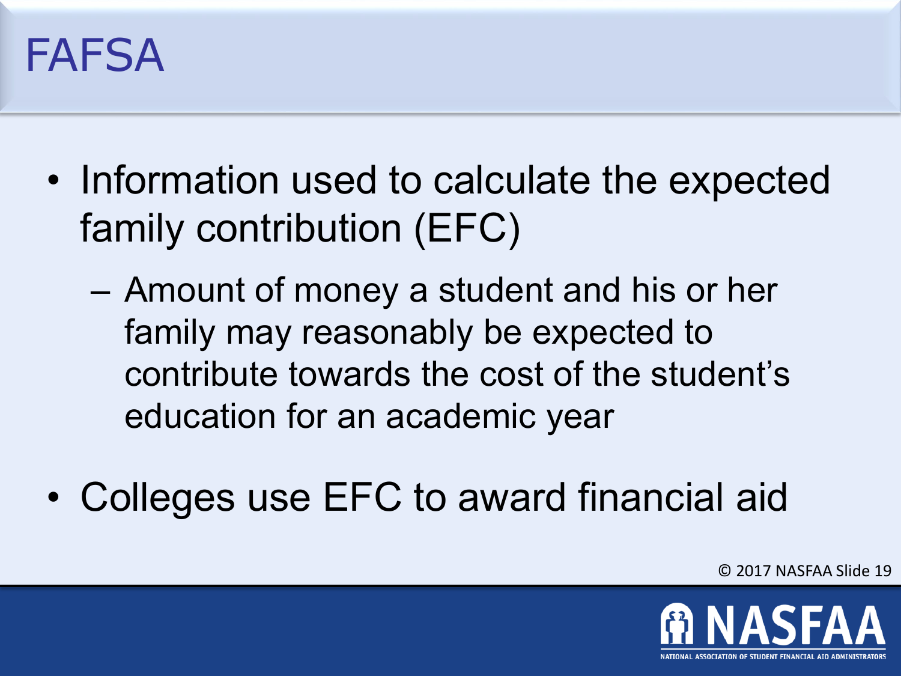# FAFSA

- Information used to calculate the expected family contribution (EFC)
  - Amount of money a student and his or her family may reasonably be expected to contribute towards the cost of the student's education for an academic year
- Colleges use EFC to award financial aid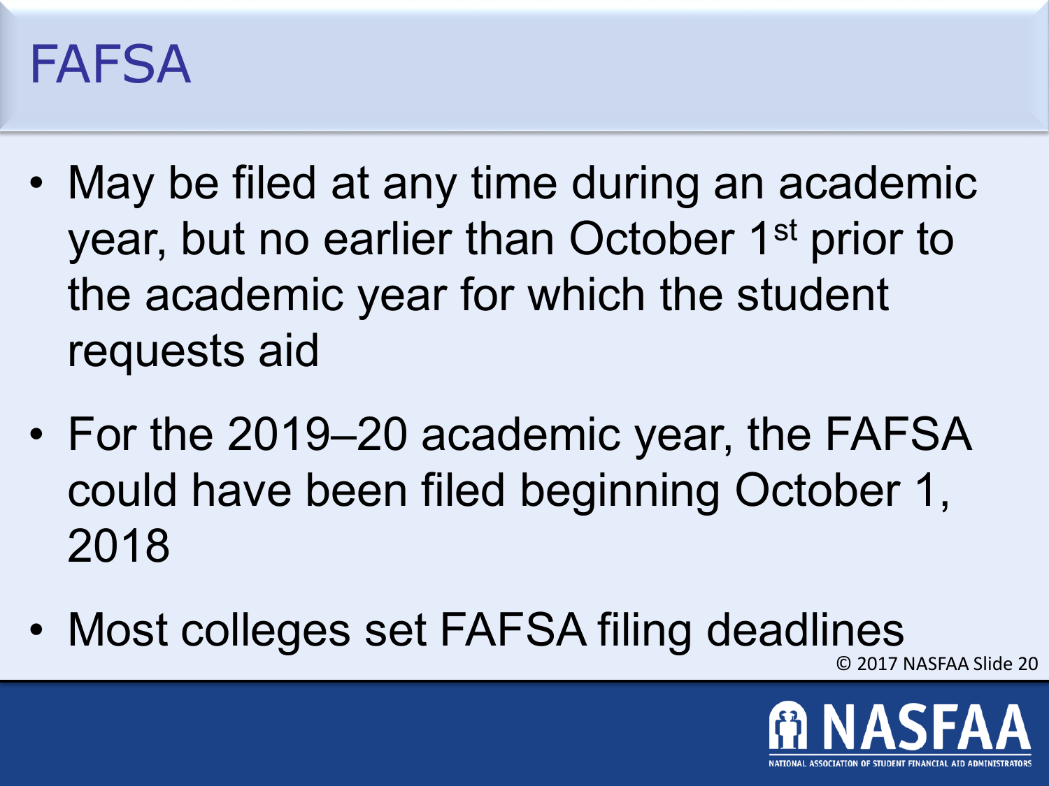# FAFSA

- May be filed at any time during an academic year, but no earlier than October 1st prior to the academic year for which the student requests aid
- For the 2019–20 academic year, the FAFSA could have been filed beginning October 1, 2018
- Most colleges set FAFSA filing deadlines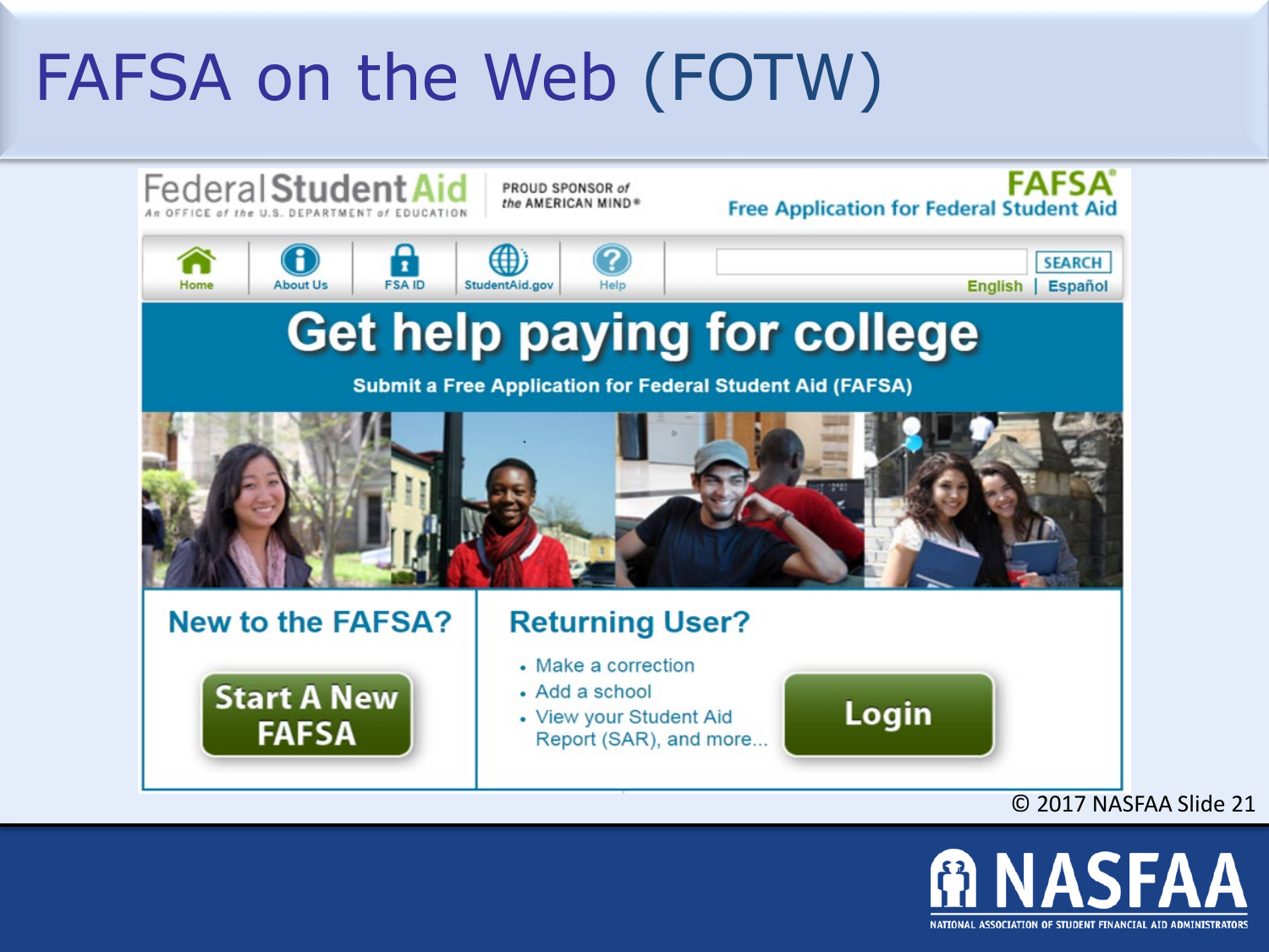# FAFSA on the Web (FOTW)

Federal Student Aid
An OFFICE of the U.S. DEPARTMENT of EDUCATION

PROUD SPONSOR of the AMERICAN MIND®

FAFSA®
Free Application for Federal Student Aid

Home | About Us | FSA ID | StudentAid.gov | Help

SEARCH

English | Español

## Get help paying for college

**Submit a Free Application for Federal Student Aid (FAFSA)**

### New to the FAFSA?

**Start A New FAFSA**

### Returning User?

- Make a correction
- Add a school
- View your Student Aid Report (SAR), and more...

**Login**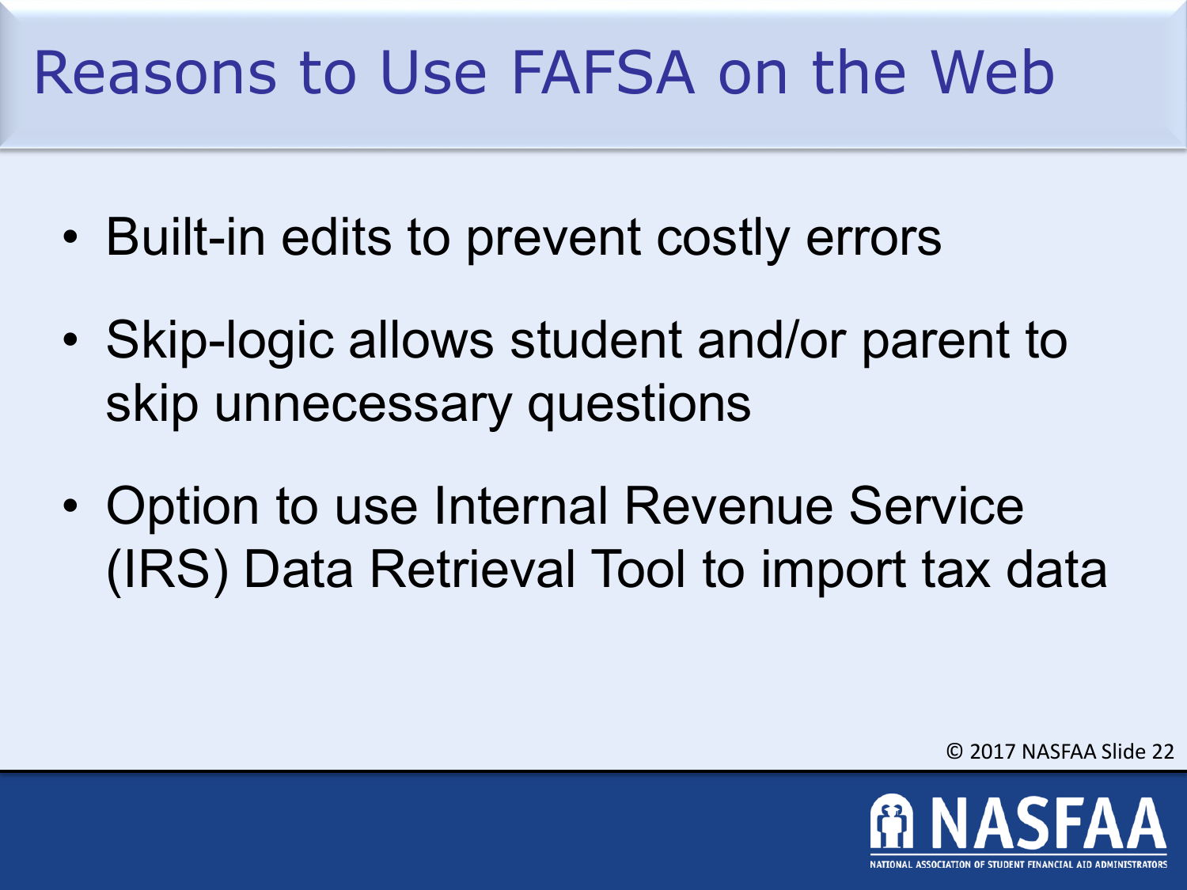# Reasons to Use FAFSA on the Web

- Built-in edits to prevent costly errors
- Skip-logic allows student and/or parent to skip unnecessary questions
- Option to use Internal Revenue Service (IRS) Data Retrieval Tool to import tax data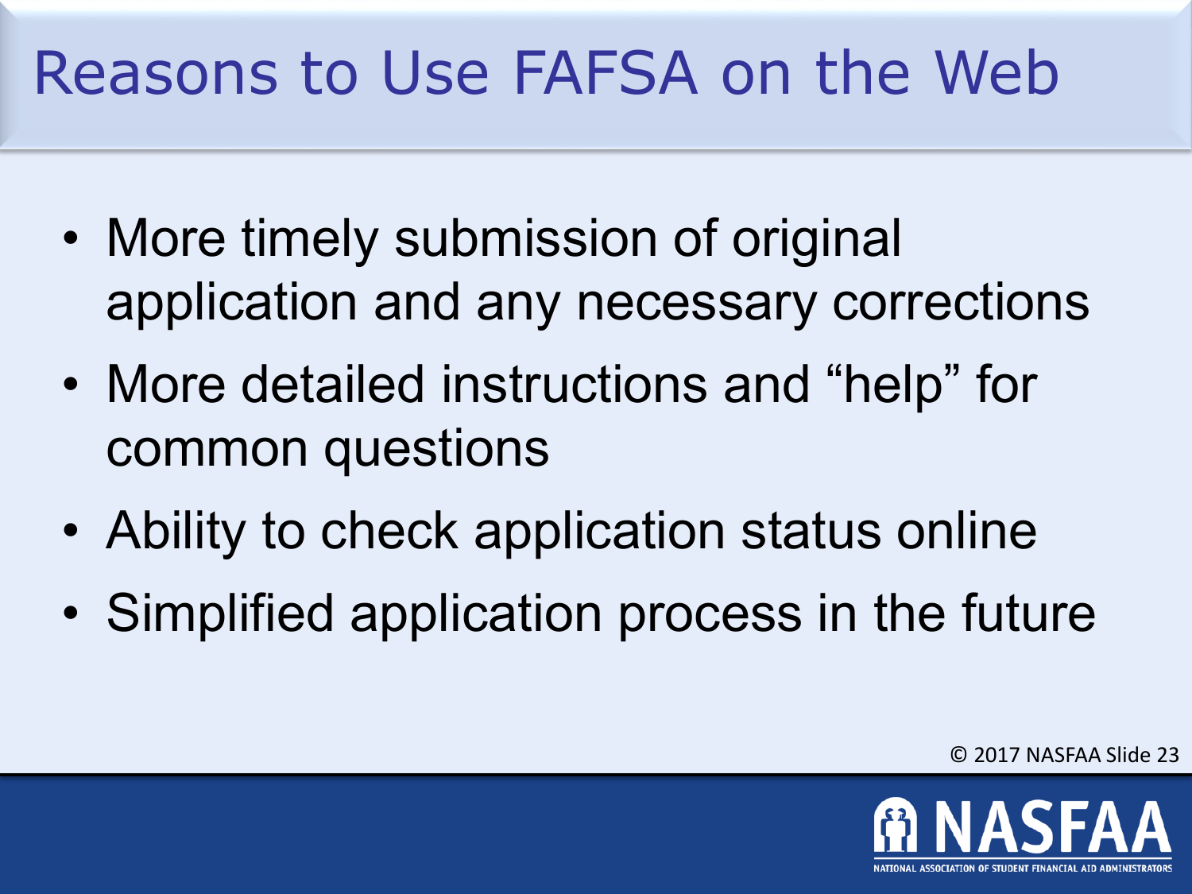# Reasons to Use FAFSA on the Web

- More timely submission of original application and any necessary corrections
- More detailed instructions and "help" for common questions
- Ability to check application status online
- Simplified application process in the future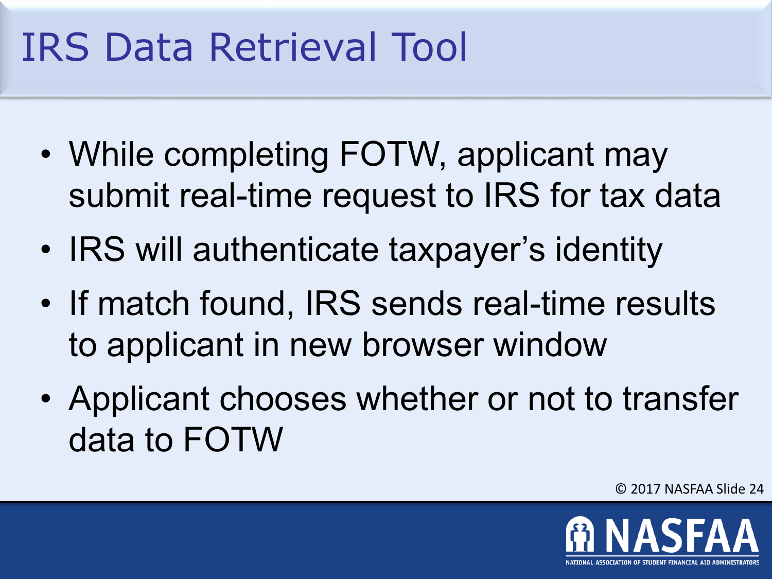# IRS Data Retrieval Tool

- While completing FOTW, applicant may submit real-time request to IRS for tax data
- IRS will authenticate taxpayer's identity
- If match found, IRS sends real-time results to applicant in new browser window
- Applicant chooses whether or not to transfer data to FOTW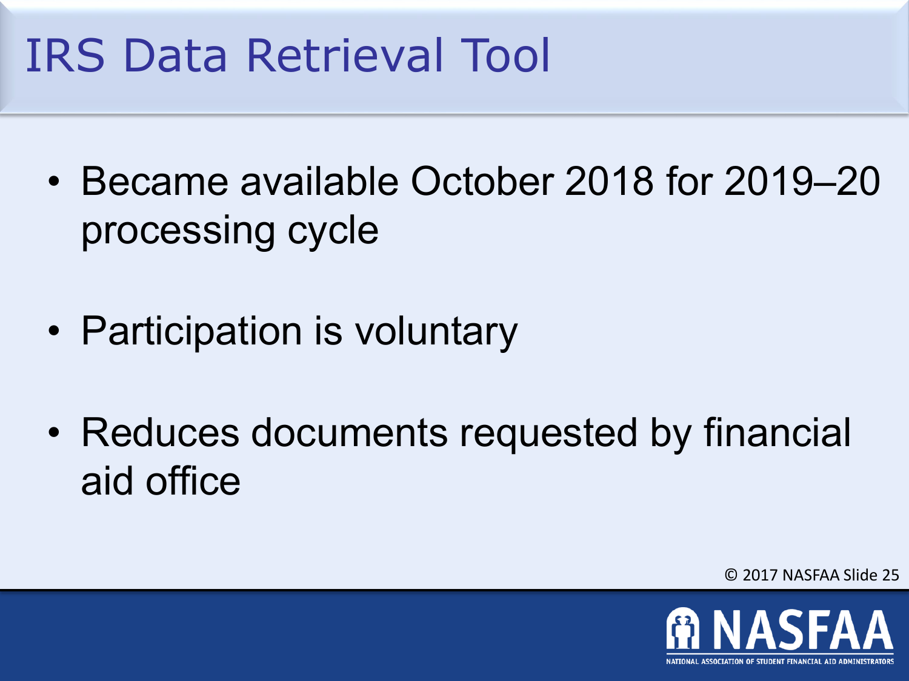# IRS Data Retrieval Tool

- Became available October 2018 for 2019–20 processing cycle
- Participation is voluntary
- Reduces documents requested by financial aid office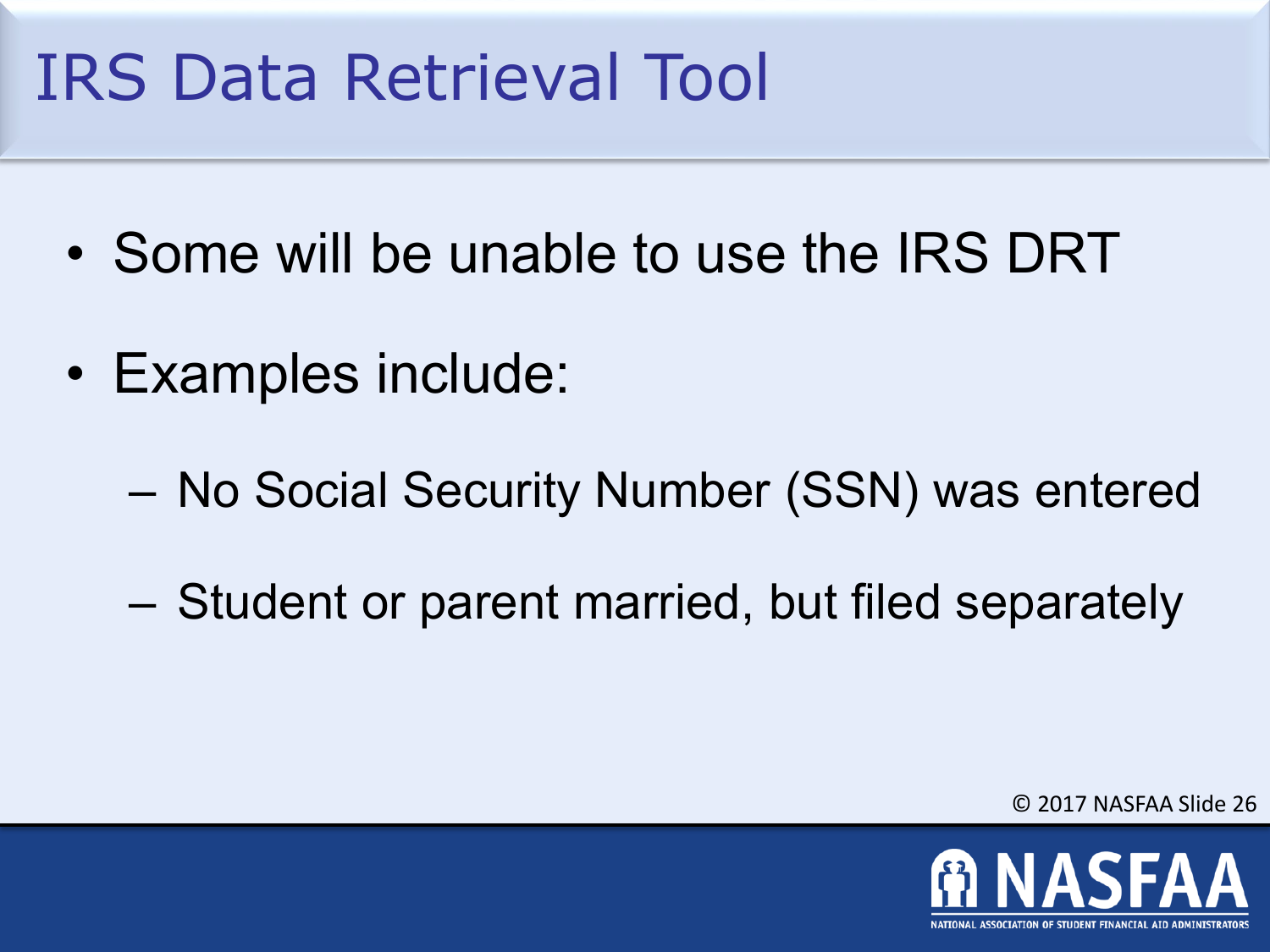# IRS Data Retrieval Tool

- Some will be unable to use the IRS DRT
- Examples include:
  - No Social Security Number (SSN) was entered
  - Student or parent married, but filed separately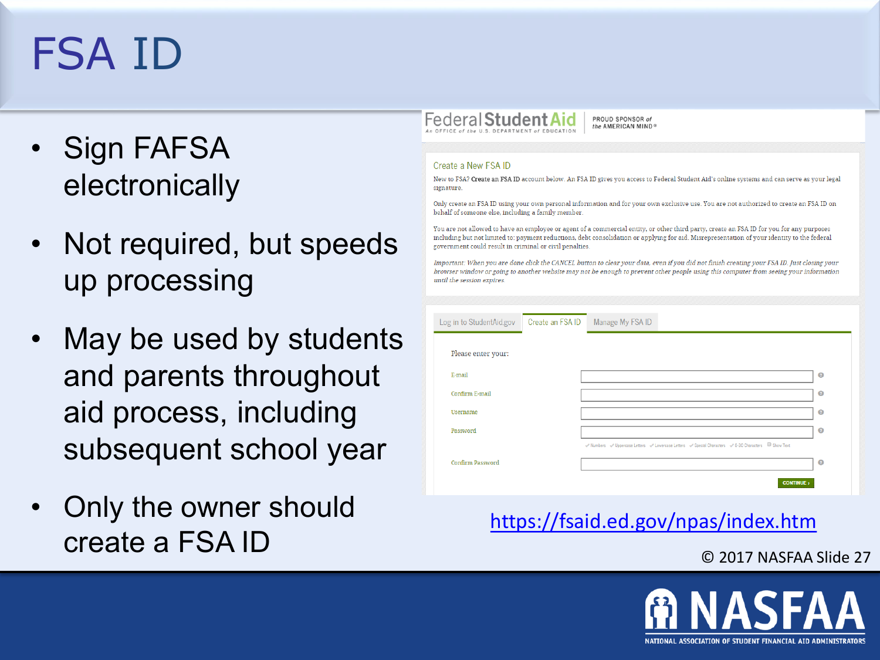# FSA ID

- Sign FAFSA electronically
- Not required, but speeds up processing
- May be used by students and parents throughout aid process, including subsequent school year
- Only the owner should create a FSA ID

Federal Student Aid
An OFFICE of the U.S. DEPARTMENT of EDUCATION
PROUD SPONSOR of the AMERICAN MIND®

Create a New FSA ID

New to FSA? Create an FSA ID account below. An FSA ID gives you access to Federal Student Aid's online systems and can serve as your legal signature.

Only create an FSA ID using your own personal information and for your own exclusive use. You are not authorized to create an FSA ID on behalf of someone else, including a family member.

You are not allowed to have an employee or agent of a commercial entity, or other third party, create an FSA ID for you for any purposes including but not limited to: payment reductions, debt consolidation or applying for aid. Misrepresentation of your identity to the federal government could result in criminal or civil penalties.

*Important: When you are done click the CANCEL button to clear your data, even if you did not finish creating your FSA ID. Just closing your browser window or going to another website may not be enough to prevent other people using this computer from seeing your information until the session expires.*

Log in to StudentAid.gov | Create an FSA ID | Manage My FSA ID

Please enter your:

E-mail

Confirm E-mail

Username

Password

Numbers · Uppercase Letters · Lowercase Letters · Special Characters · 8-30 Characters · Show Text

Confirm Password

CONTINUE ›

https://fsaid.ed.gov/npas/index.htm

© 2017 NASFAA

NASFAA
NATIONAL ASSOCIATION OF STUDENT FINANCIAL AID ADMINISTRATORS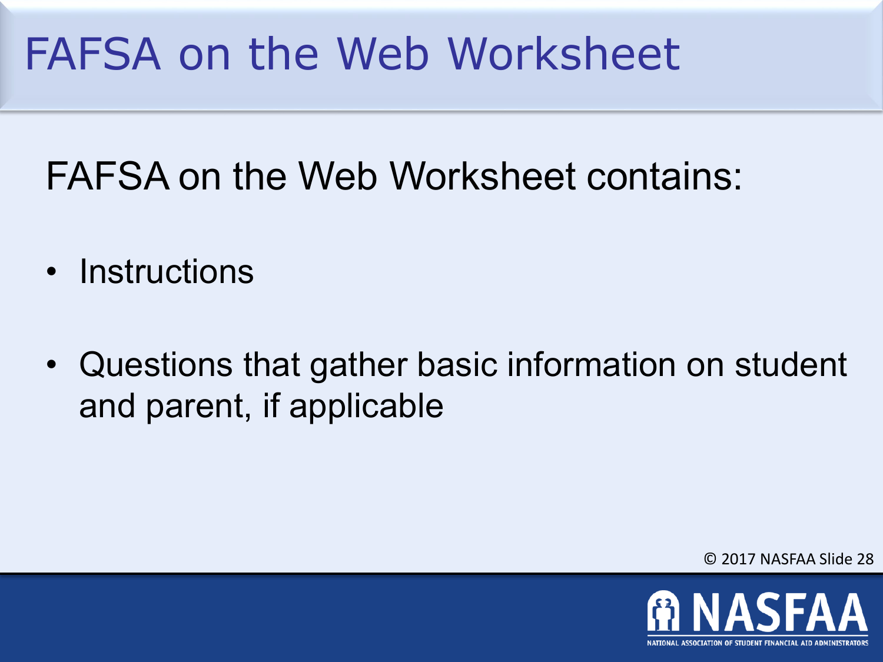# FAFSA on the Web Worksheet

FAFSA on the Web Worksheet contains:

- Instructions
- Questions that gather basic information on student and parent, if applicable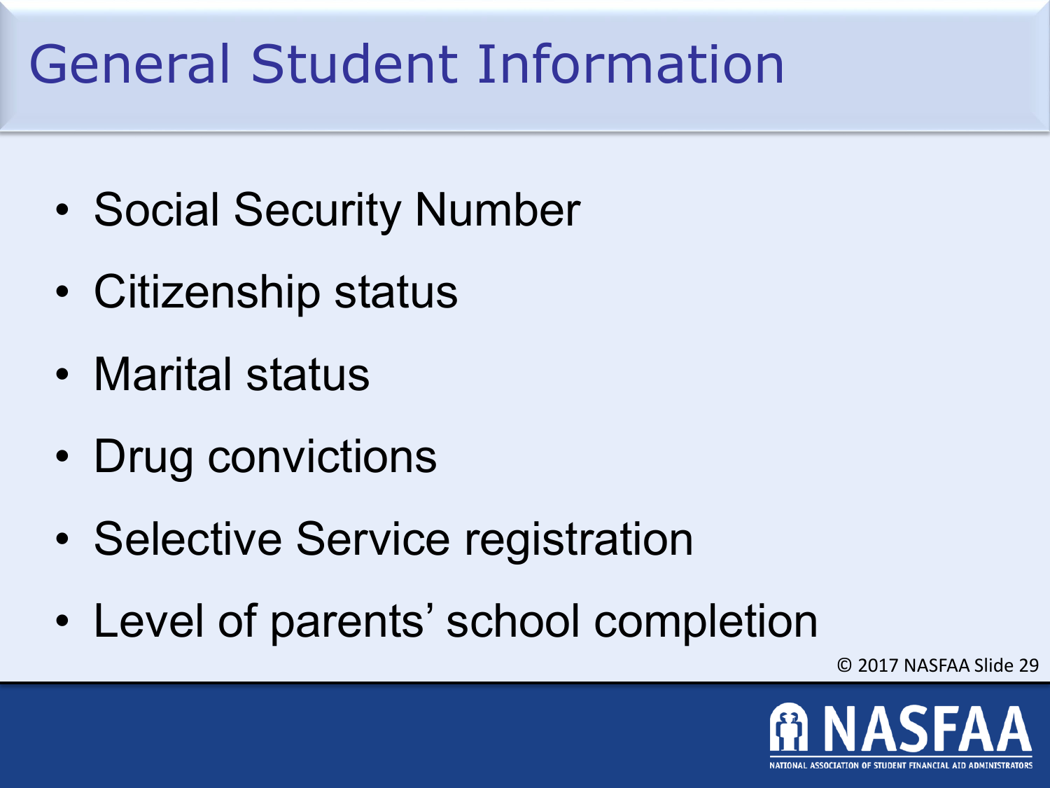# General Student Information

- Social Security Number
- Citizenship status
- Marital status
- Drug convictions
- Selective Service registration
- Level of parents' school completion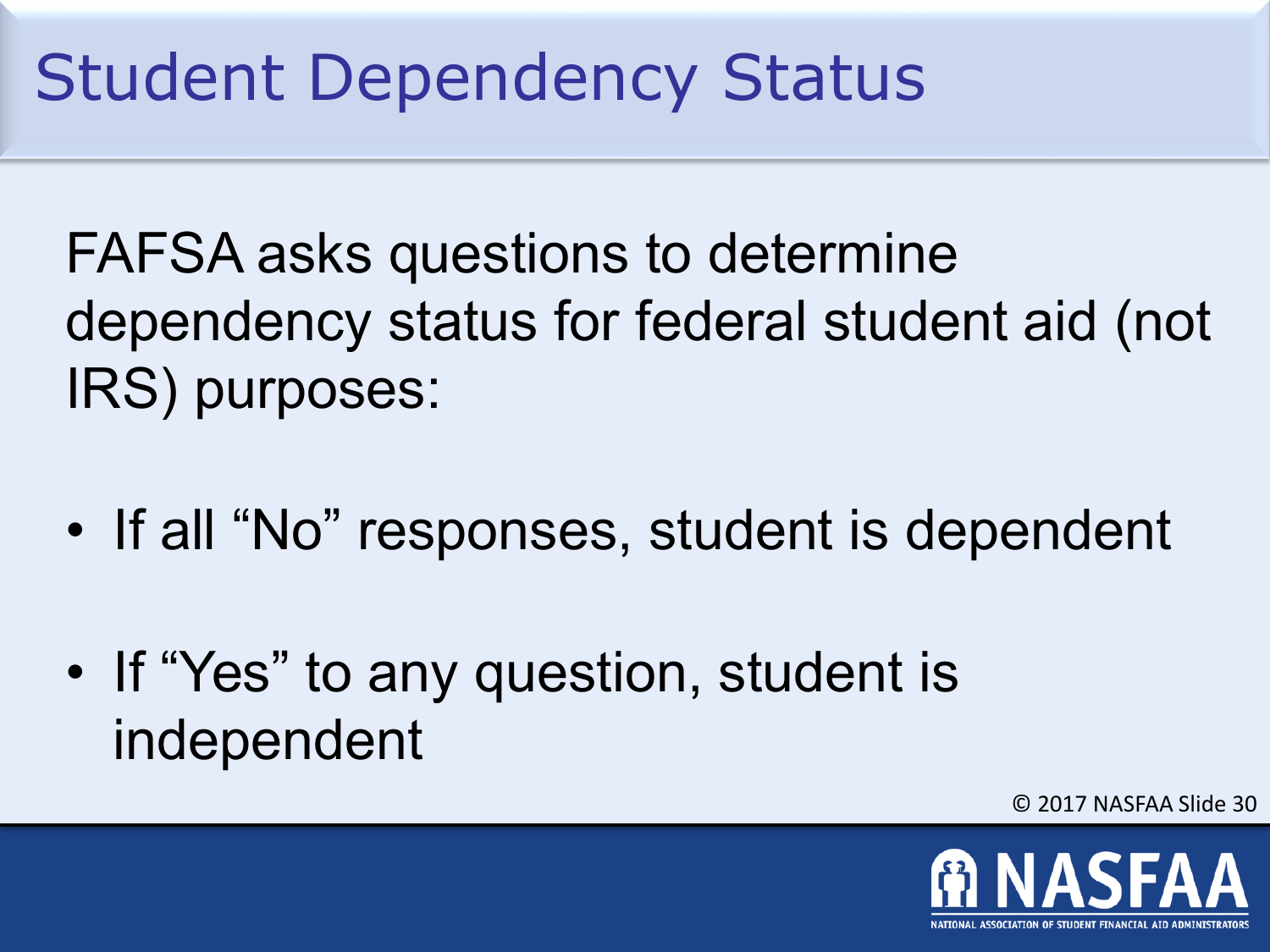# Student Dependency Status

FAFSA asks questions to determine dependency status for federal student aid (not IRS) purposes:

- If all "No" responses, student is dependent
- If "Yes" to any question, student is independent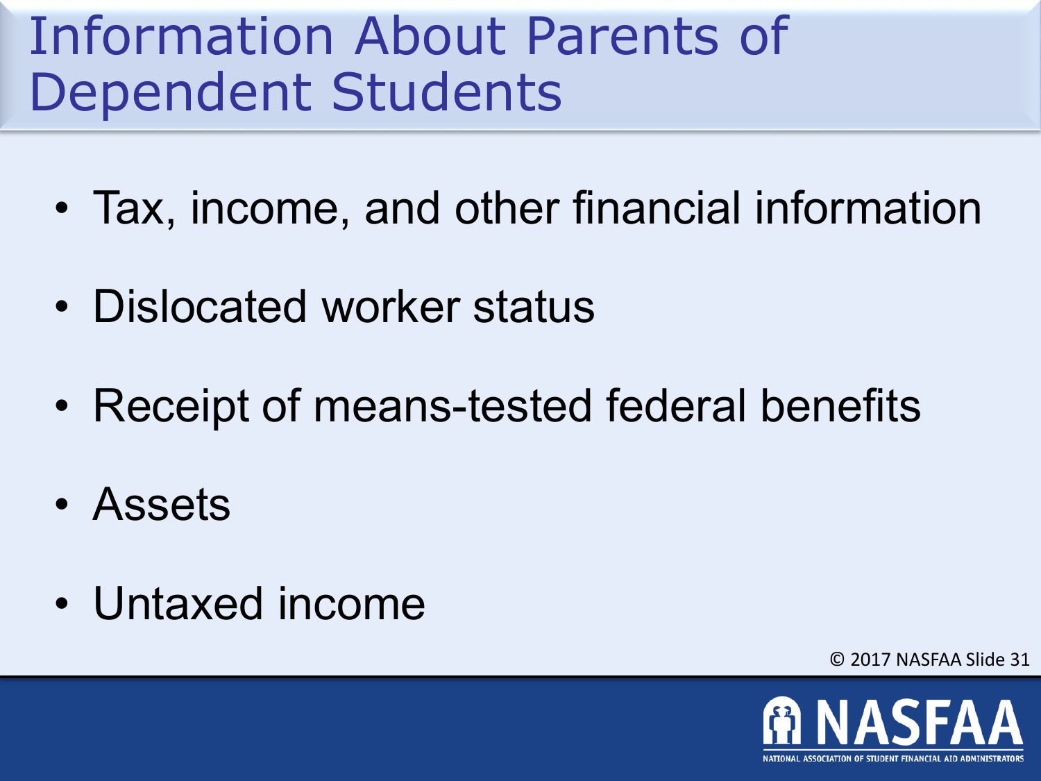# Information About Parents of Dependent Students

- Tax, income, and other financial information
- Dislocated worker status
- Receipt of means-tested federal benefits
- Assets
- Untaxed income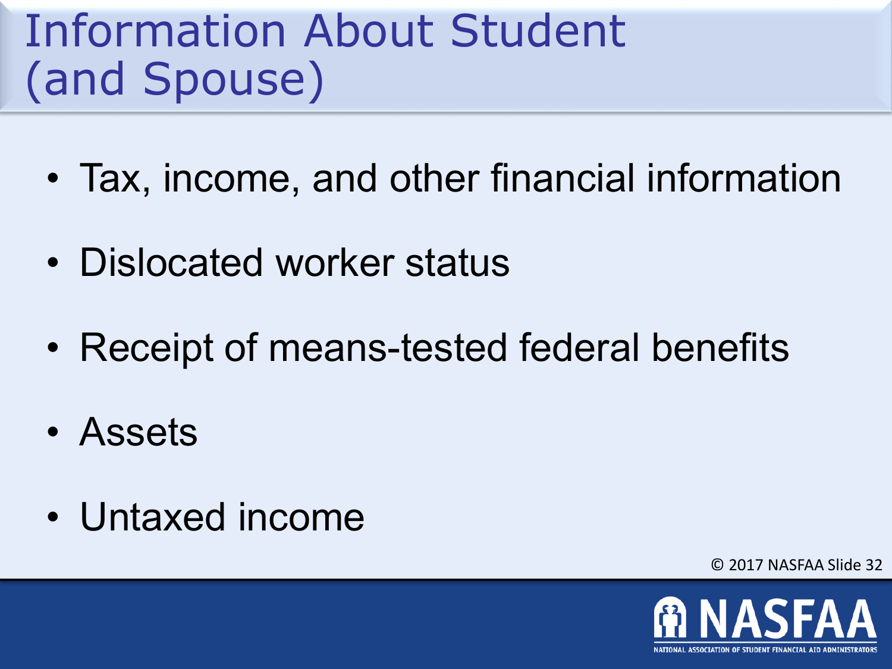# Information About Student (and Spouse)

- Tax, income, and other financial information
- Dislocated worker status
- Receipt of means-tested federal benefits
- Assets
- Untaxed income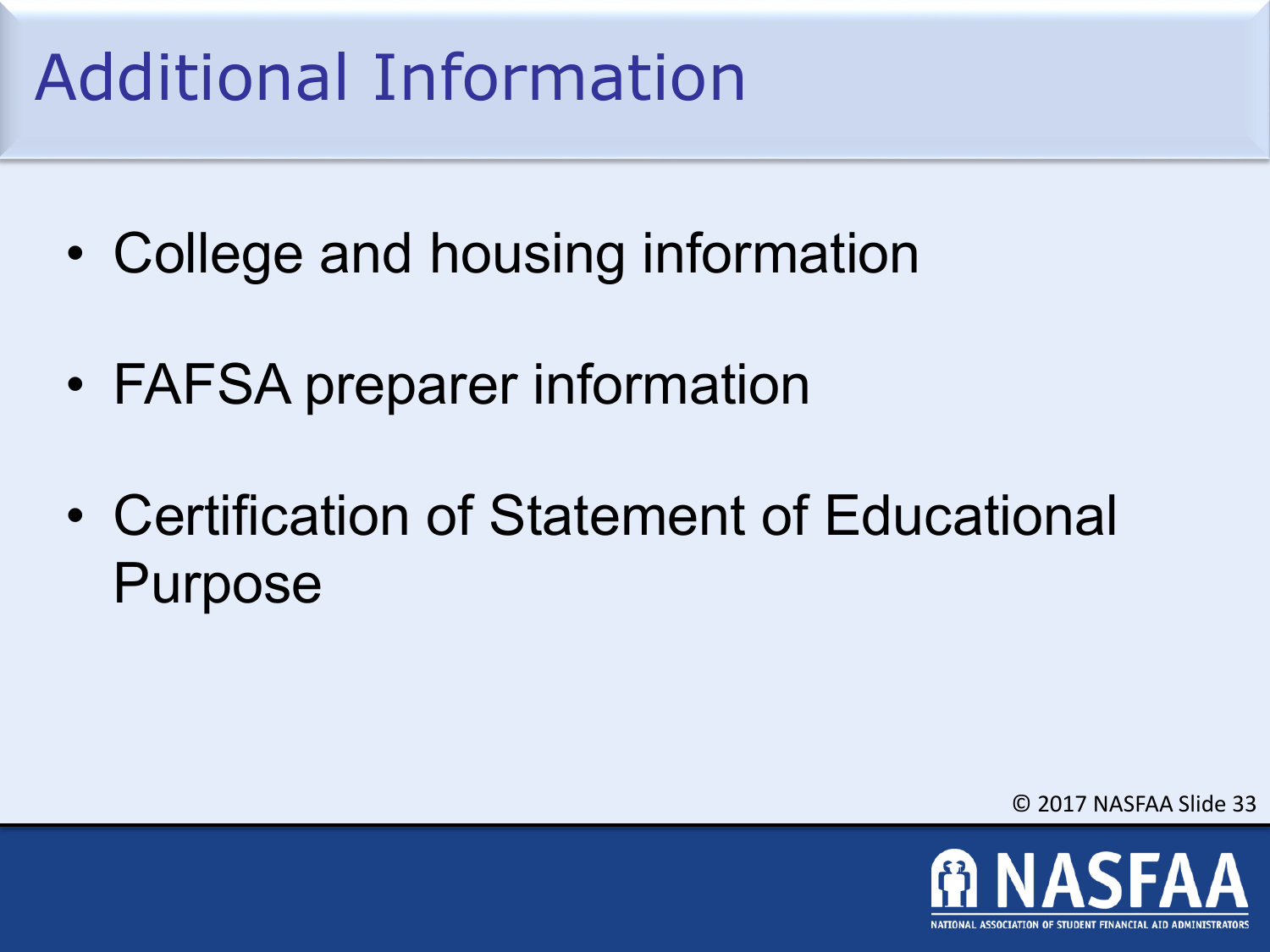# Additional Information

- College and housing information
- FAFSA preparer information
- Certification of Statement of Educational Purpose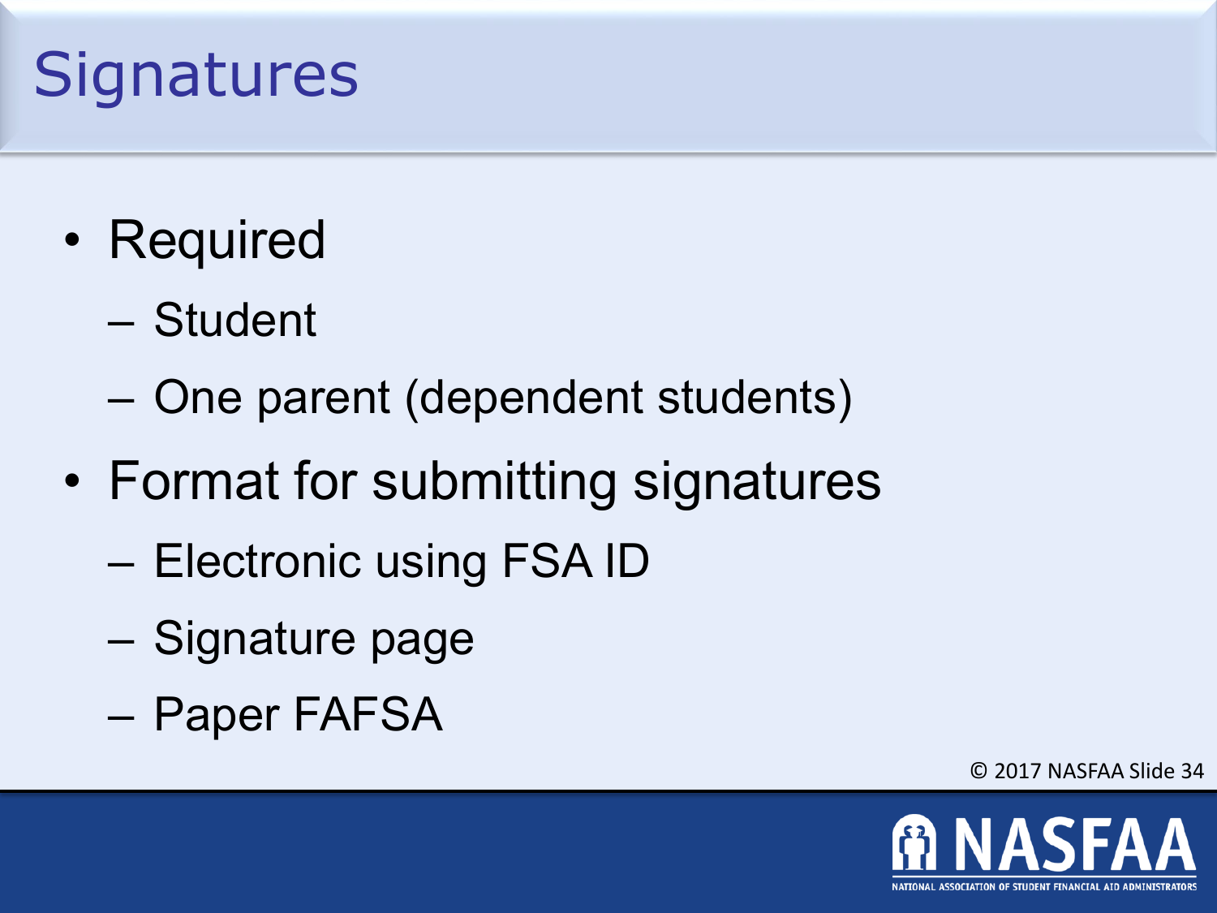# Signatures

- Required
  - Student
  - One parent (dependent students)
- Format for submitting signatures
  - Electronic using FSA ID
  - Signature page
  - Paper FAFSA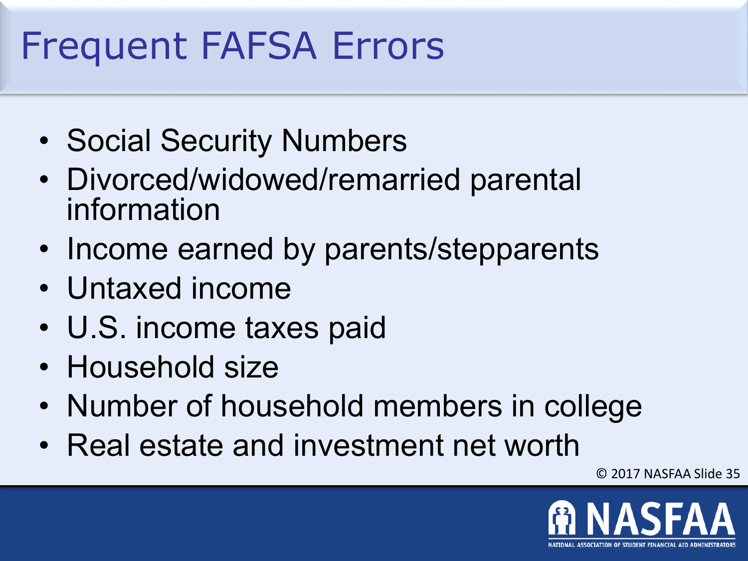# Frequent FAFSA Errors

- Social Security Numbers
- Divorced/widowed/remarried parental information
- Income earned by parents/stepparents
- Untaxed income
- U.S. income taxes paid
- Household size
- Number of household members in college
- Real estate and investment net worth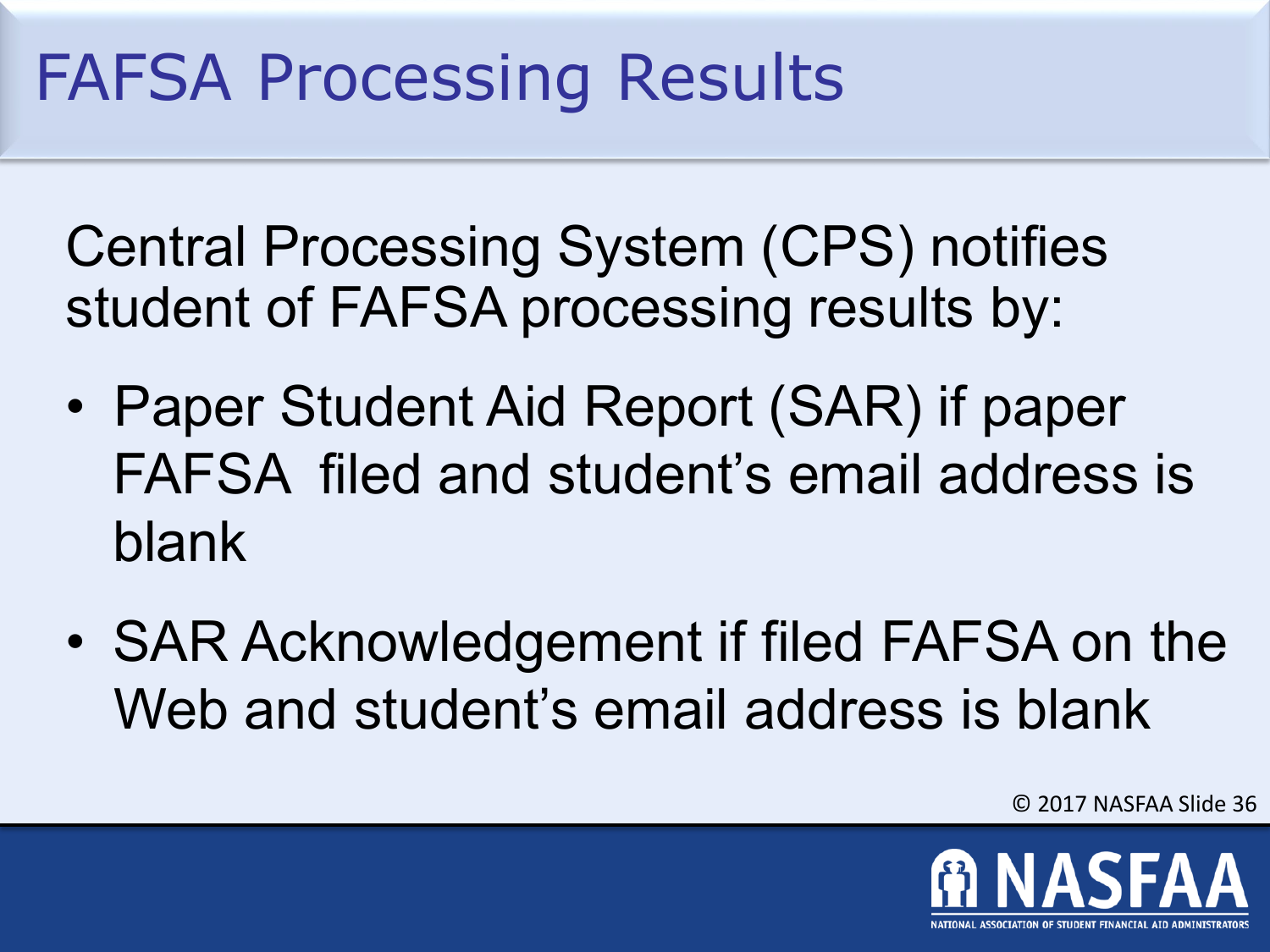# FAFSA Processing Results

Central Processing System (CPS) notifies student of FAFSA processing results by:

- Paper Student Aid Report (SAR) if paper FAFSA filed and student's email address is blank
- SAR Acknowledgement if filed FAFSA on the Web and student's email address is blank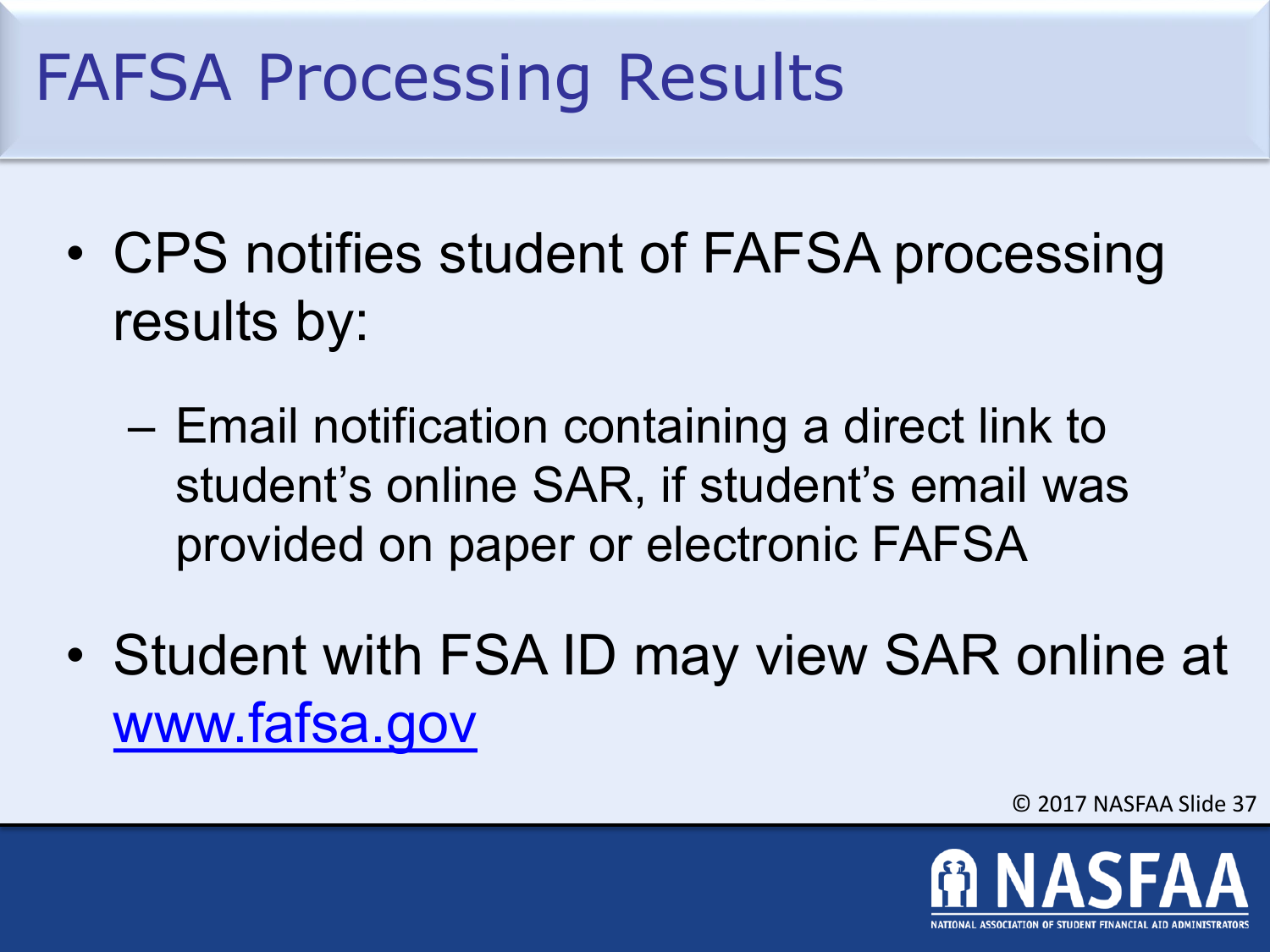# FAFSA Processing Results

- CPS notifies student of FAFSA processing results by:
  - Email notification containing a direct link to student's online SAR, if student's email was provided on paper or electronic FAFSA
- Student with FSA ID may view SAR online at www.fafsa.gov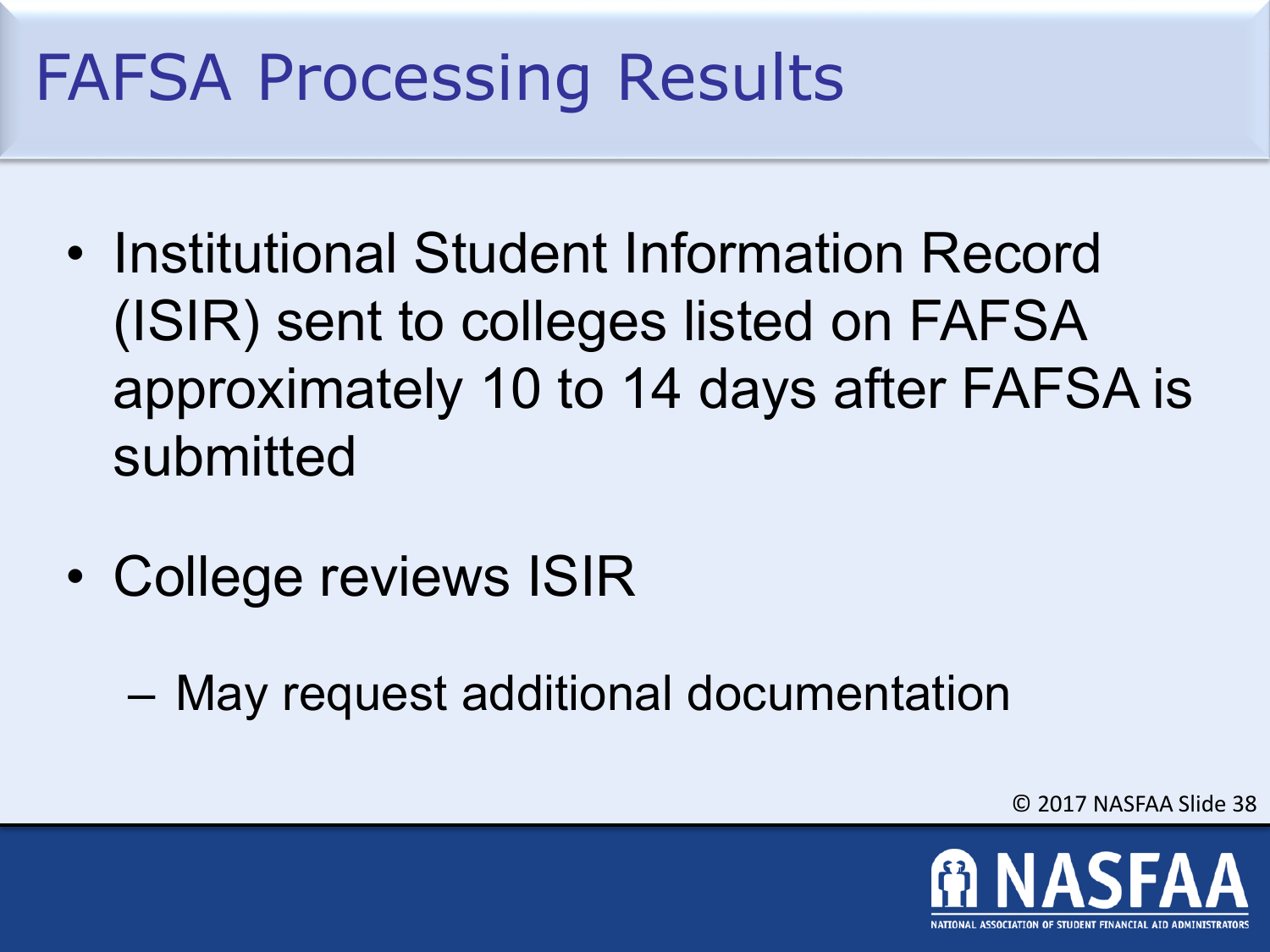# FAFSA Processing Results

- Institutional Student Information Record (ISIR) sent to colleges listed on FAFSA approximately 10 to 14 days after FAFSA is submitted
- College reviews ISIR
  - May request additional documentation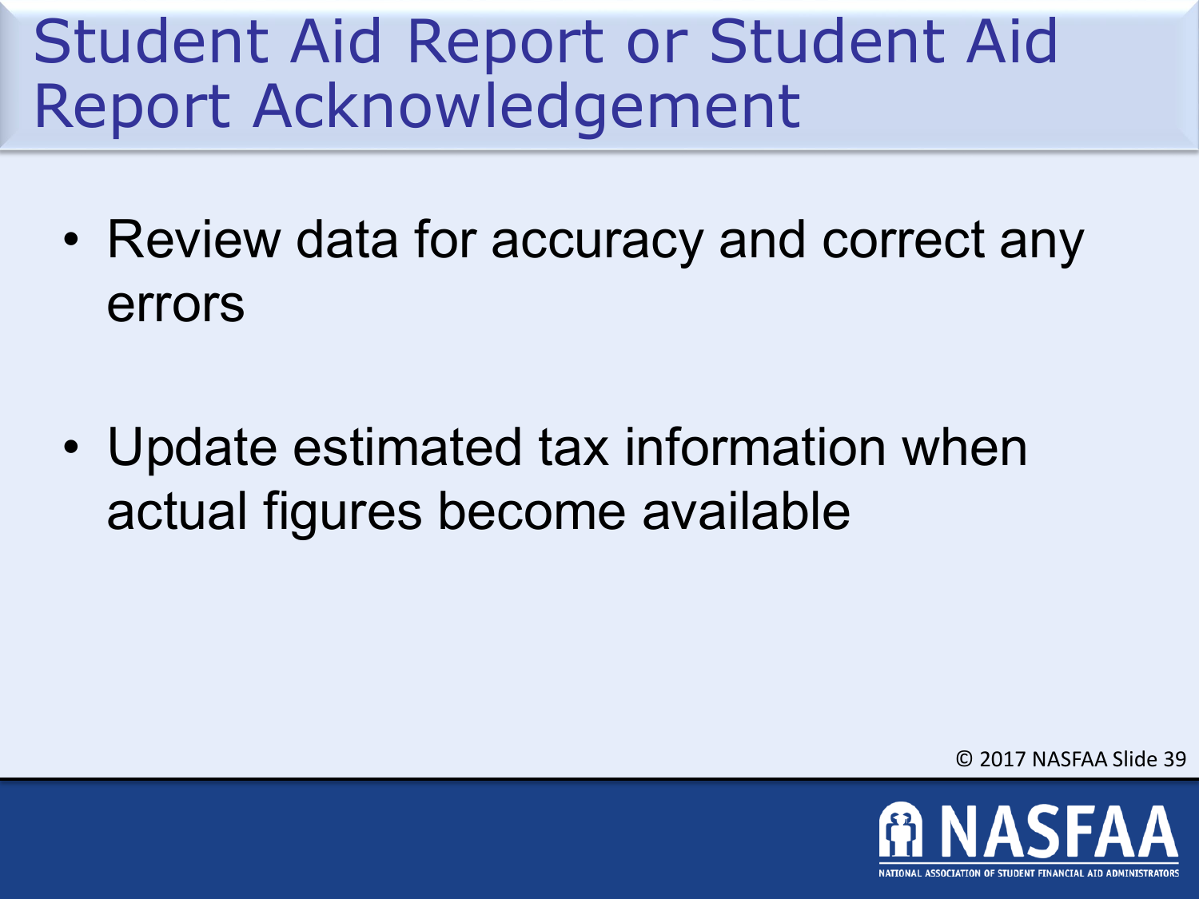# Student Aid Report or Student Aid Report Acknowledgement

- Review data for accuracy and correct any errors

- Update estimated tax information when actual figures become available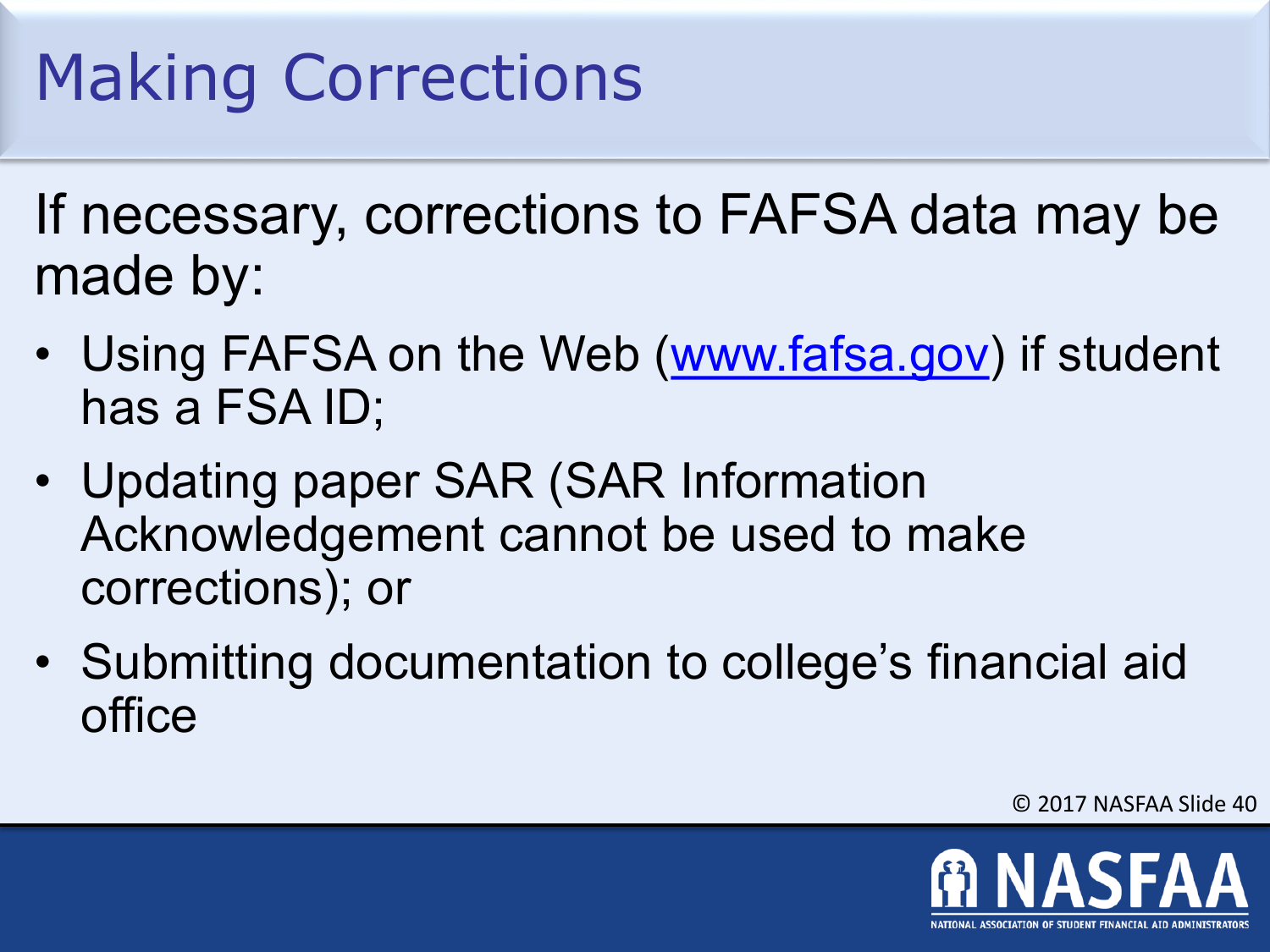# Making Corrections

If necessary, corrections to FAFSA data may be made by:

- Using FAFSA on the Web (www.fafsa.gov) if student has a FSA ID;
- Updating paper SAR (SAR Information Acknowledgement cannot be used to make corrections); or
- Submitting documentation to college's financial aid office

© 2017 NASFAA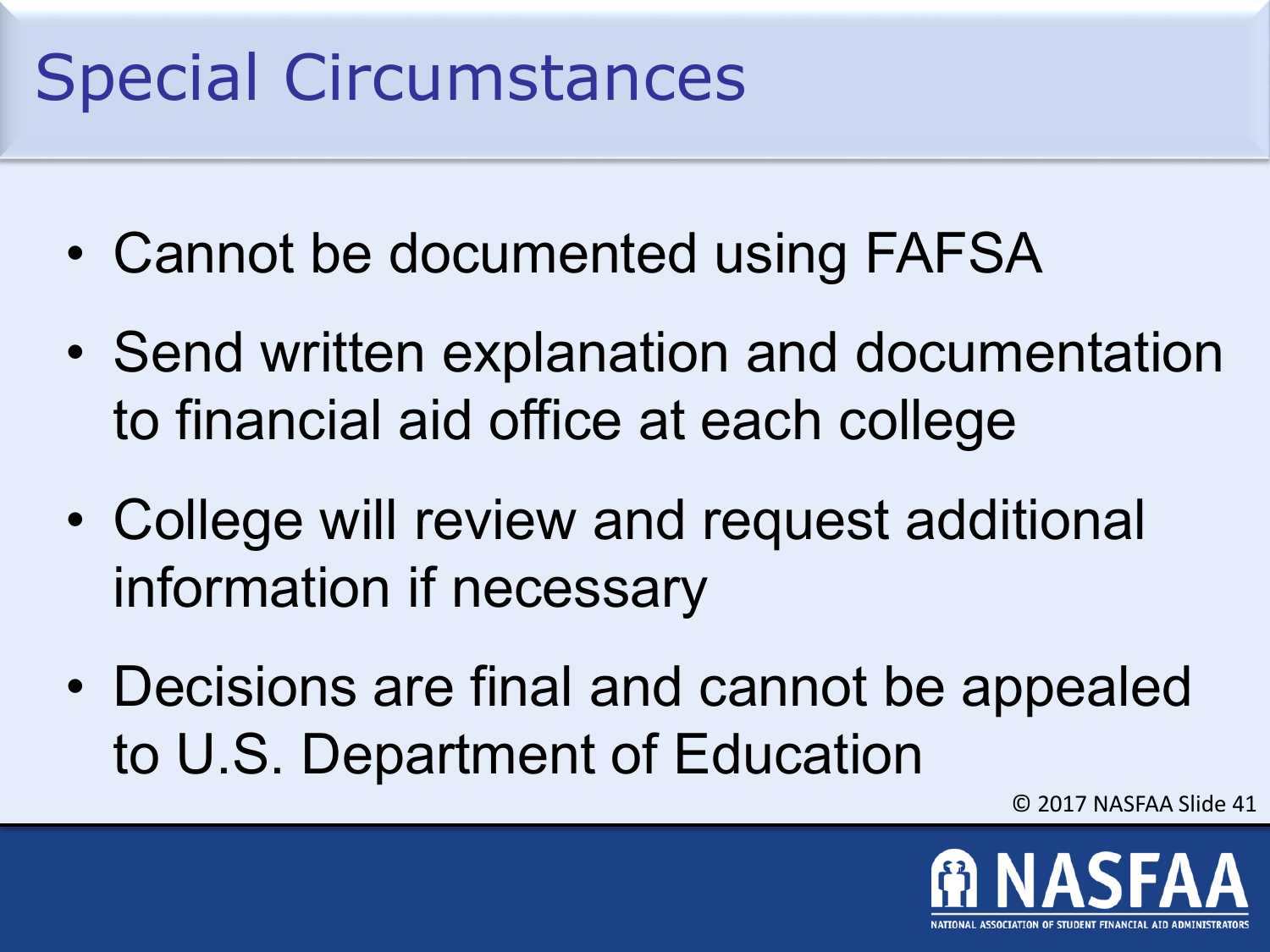# Special Circumstances

- Cannot be documented using FAFSA
- Send written explanation and documentation to financial aid office at each college
- College will review and request additional information if necessary
- Decisions are final and cannot be appealed to U.S. Department of Education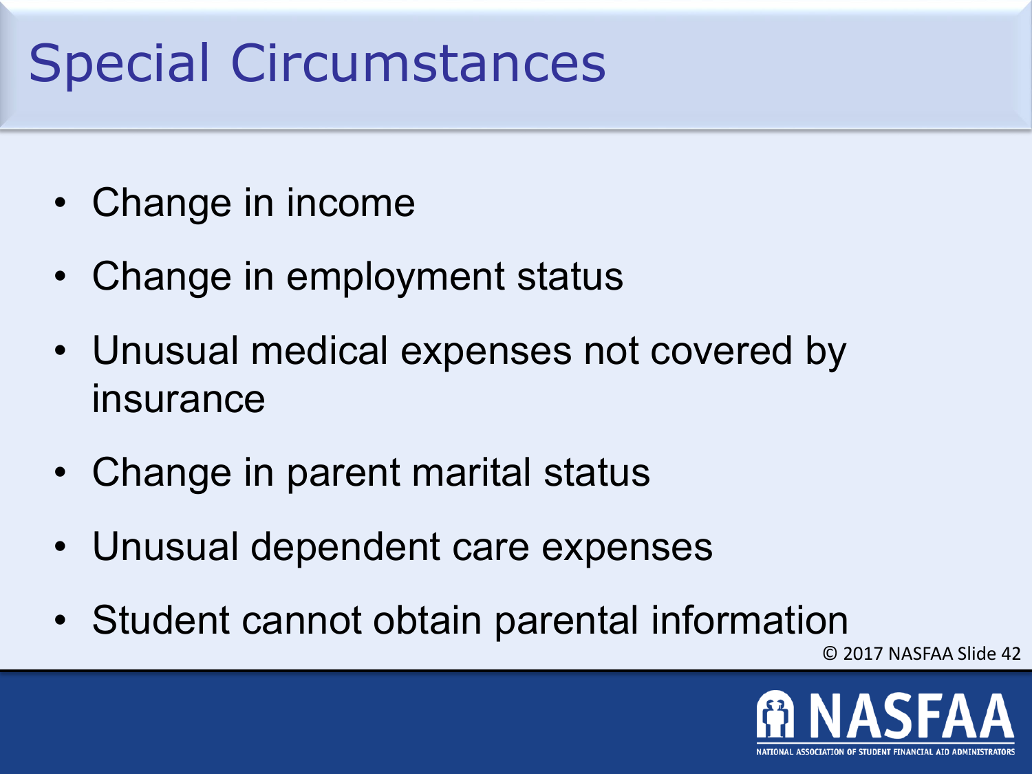# Special Circumstances

- Change in income
- Change in employment status
- Unusual medical expenses not covered by insurance
- Change in parent marital status
- Unusual dependent care expenses
- Student cannot obtain parental information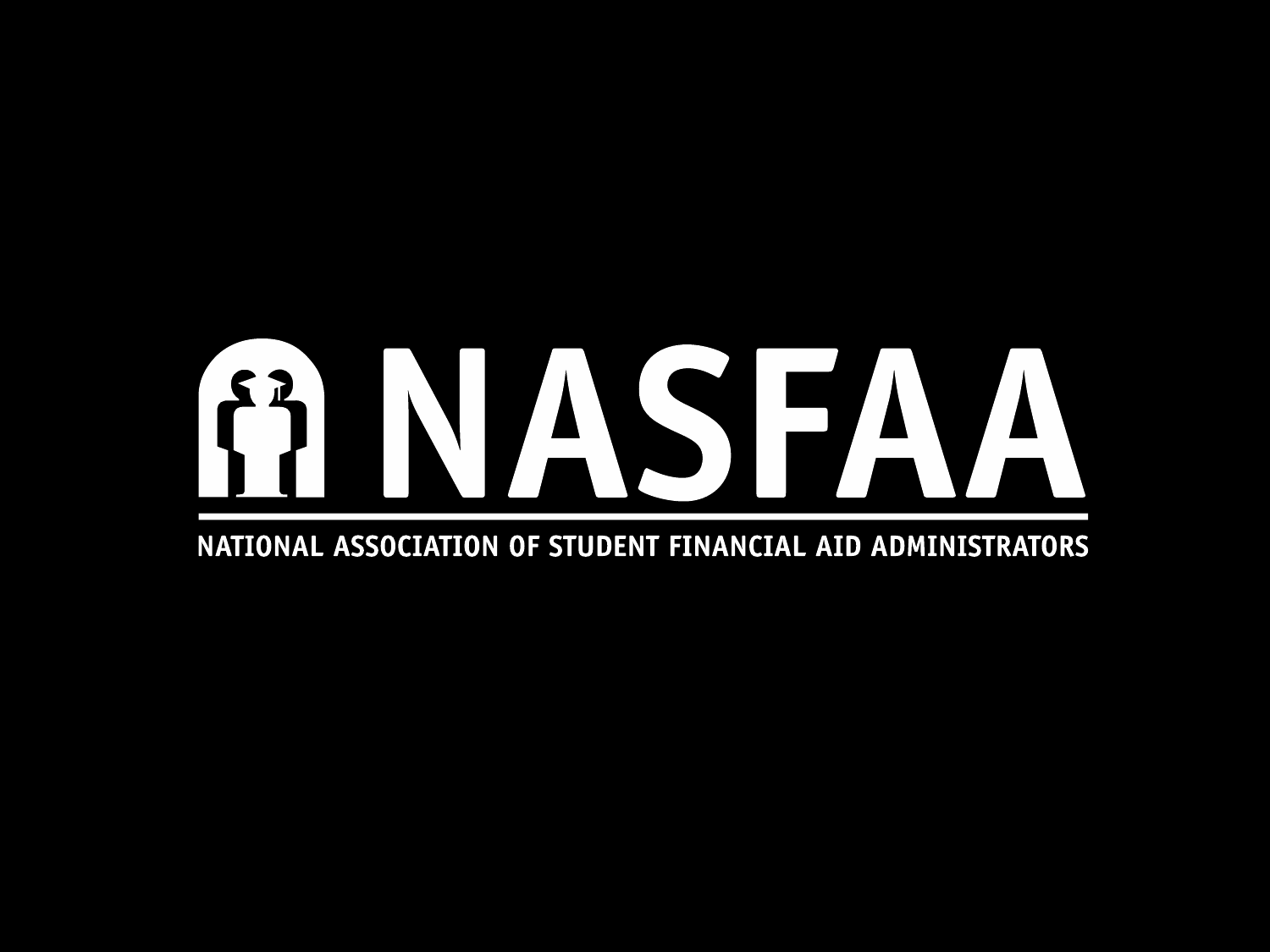NASFAA

NATIONAL ASSOCIATION OF STUDENT FINANCIAL AID ADMINISTRATORS